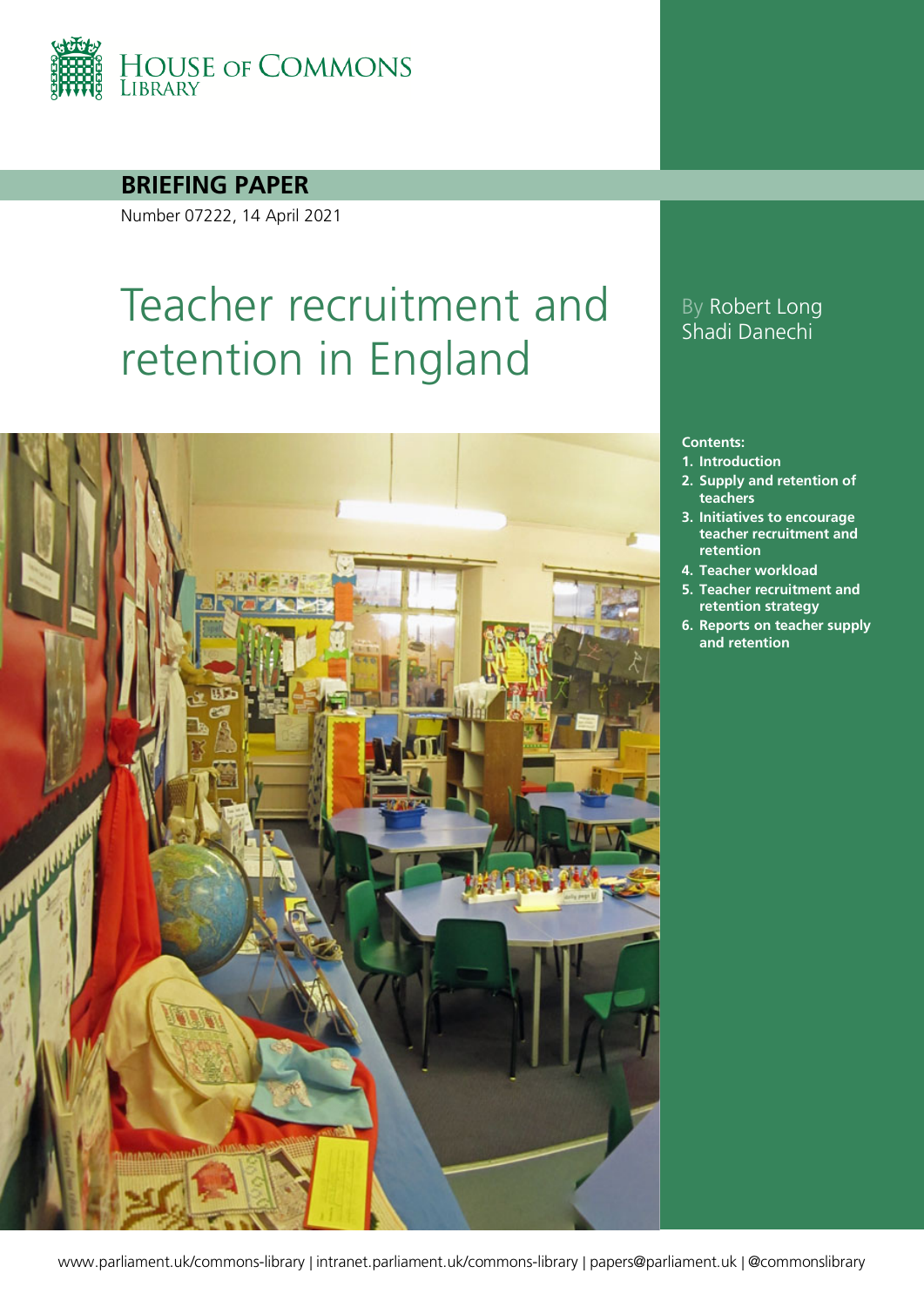HOUSE OF COMMONS LIBRARY

**BRIEFING PAPER**

Number 07222, 14 April 2021

# Teacher recruitment and retention in England

By Robert Long
Shadi Danechi

**Contents:**

1. **Introduction**
2. **Supply and retention of teachers**
3. **Initiatives to encourage teacher recruitment and retention**
4. **Teacher workload**
5. **Teacher recruitment and retention strategy**
6. **Reports on teacher supply and retention**

www.parliament.uk/commons-library | intranet.parliament.uk/commons-library | papers@parliament.uk | @commonslibrary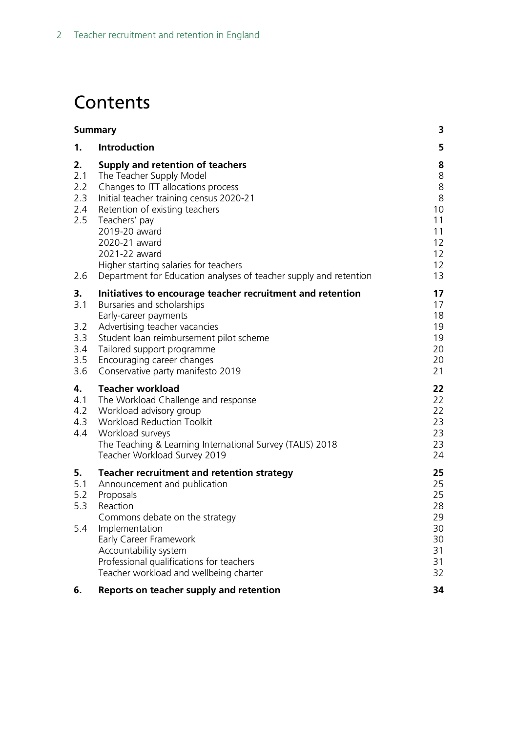# Contents

| | | |
|---|---|---|
| **Summary** | | **3** |
| **1.** | **Introduction** | **5** |
| **2.** | **Supply and retention of teachers** | **8** |
| 2.1 | The Teacher Supply Model | 8 |
| 2.2 | Changes to ITT allocations process | 8 |
| 2.3 | Initial teacher training census 2020-21 | 8 |
| 2.4 | Retention of existing teachers | 10 |
| 2.5 | Teachers' pay | 11 |
| | 2019-20 award | 11 |
| | 2020-21 award | 12 |
| | 2021-22 award | 12 |
| | Higher starting salaries for teachers | 12 |
| 2.6 | Department for Education analyses of teacher supply and retention | 13 |
| **3.** | **Initiatives to encourage teacher recruitment and retention** | **17** |
| 3.1 | Bursaries and scholarships | 17 |
| | Early-career payments | 18 |
| 3.2 | Advertising teacher vacancies | 19 |
| 3.3 | Student loan reimbursement pilot scheme | 19 |
| 3.4 | Tailored support programme | 20 |
| 3.5 | Encouraging career changes | 20 |
| 3.6 | Conservative party manifesto 2019 | 21 |
| **4.** | **Teacher workload** | **22** |
| 4.1 | The Workload Challenge and response | 22 |
| 4.2 | Workload advisory group | 22 |
| 4.3 | Workload Reduction Toolkit | 23 |
| 4.4 | Workload surveys | 23 |
| | The Teaching & Learning International Survey (TALIS) 2018 | 23 |
| | Teacher Workload Survey 2019 | 24 |
| **5.** | **Teacher recruitment and retention strategy** | **25** |
| 5.1 | Announcement and publication | 25 |
| 5.2 | Proposals | 25 |
| 5.3 | Reaction | 28 |
| | Commons debate on the strategy | 29 |
| 5.4 | Implementation | 30 |
| | Early Career Framework | 30 |
| | Accountability system | 31 |
| | Professional qualifications for teachers | 31 |
| | Teacher workload and wellbeing charter | 32 |
| **6.** | **Reports on teacher supply and retention** | **34** |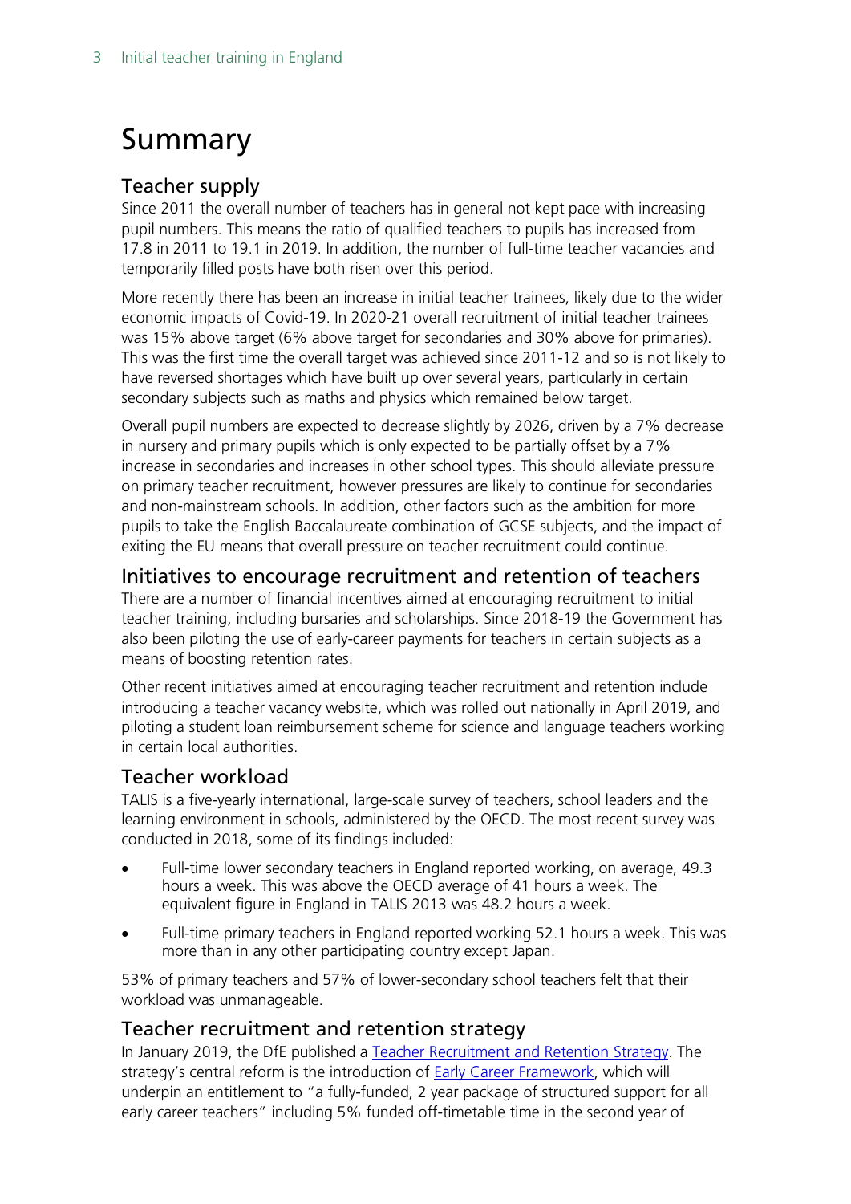# Summary

## Teacher supply

Since 2011 the overall number of teachers has in general not kept pace with increasing pupil numbers. This means the ratio of qualified teachers to pupils has increased from 17.8 in 2011 to 19.1 in 2019. In addition, the number of full-time teacher vacancies and temporarily filled posts have both risen over this period.

More recently there has been an increase in initial teacher trainees, likely due to the wider economic impacts of Covid-19. In 2020-21 overall recruitment of initial teacher trainees was 15% above target (6% above target for secondaries and 30% above for primaries). This was the first time the overall target was achieved since 2011-12 and so is not likely to have reversed shortages which have built up over several years, particularly in certain secondary subjects such as maths and physics which remained below target.

Overall pupil numbers are expected to decrease slightly by 2026, driven by a 7% decrease in nursery and primary pupils which is only expected to be partially offset by a 7% increase in secondaries and increases in other school types. This should alleviate pressure on primary teacher recruitment, however pressures are likely to continue for secondaries and non-mainstream schools. In addition, other factors such as the ambition for more pupils to take the English Baccalaureate combination of GCSE subjects, and the impact of exiting the EU means that overall pressure on teacher recruitment could continue.

## Initiatives to encourage recruitment and retention of teachers

There are a number of financial incentives aimed at encouraging recruitment to initial teacher training, including bursaries and scholarships. Since 2018-19 the Government has also been piloting the use of early-career payments for teachers in certain subjects as a means of boosting retention rates.

Other recent initiatives aimed at encouraging teacher recruitment and retention include introducing a teacher vacancy website, which was rolled out nationally in April 2019, and piloting a student loan reimbursement scheme for science and language teachers working in certain local authorities.

## Teacher workload

TALIS is a five-yearly international, large-scale survey of teachers, school leaders and the learning environment in schools, administered by the OECD. The most recent survey was conducted in 2018, some of its findings included:

- Full-time lower secondary teachers in England reported working, on average, 49.3 hours a week. This was above the OECD average of 41 hours a week. The equivalent figure in England in TALIS 2013 was 48.2 hours a week.
- Full-time primary teachers in England reported working 52.1 hours a week. This was more than in any other participating country except Japan.

53% of primary teachers and 57% of lower-secondary school teachers felt that their workload was unmanageable.

## Teacher recruitment and retention strategy

In January 2019, the DfE published a [Teacher Recruitment and Retention Strategy](). The strategy's central reform is the introduction of [Early Career Framework](), which will underpin an entitlement to "a fully-funded, 2 year package of structured support for all early career teachers" including 5% funded off-timetable time in the second year of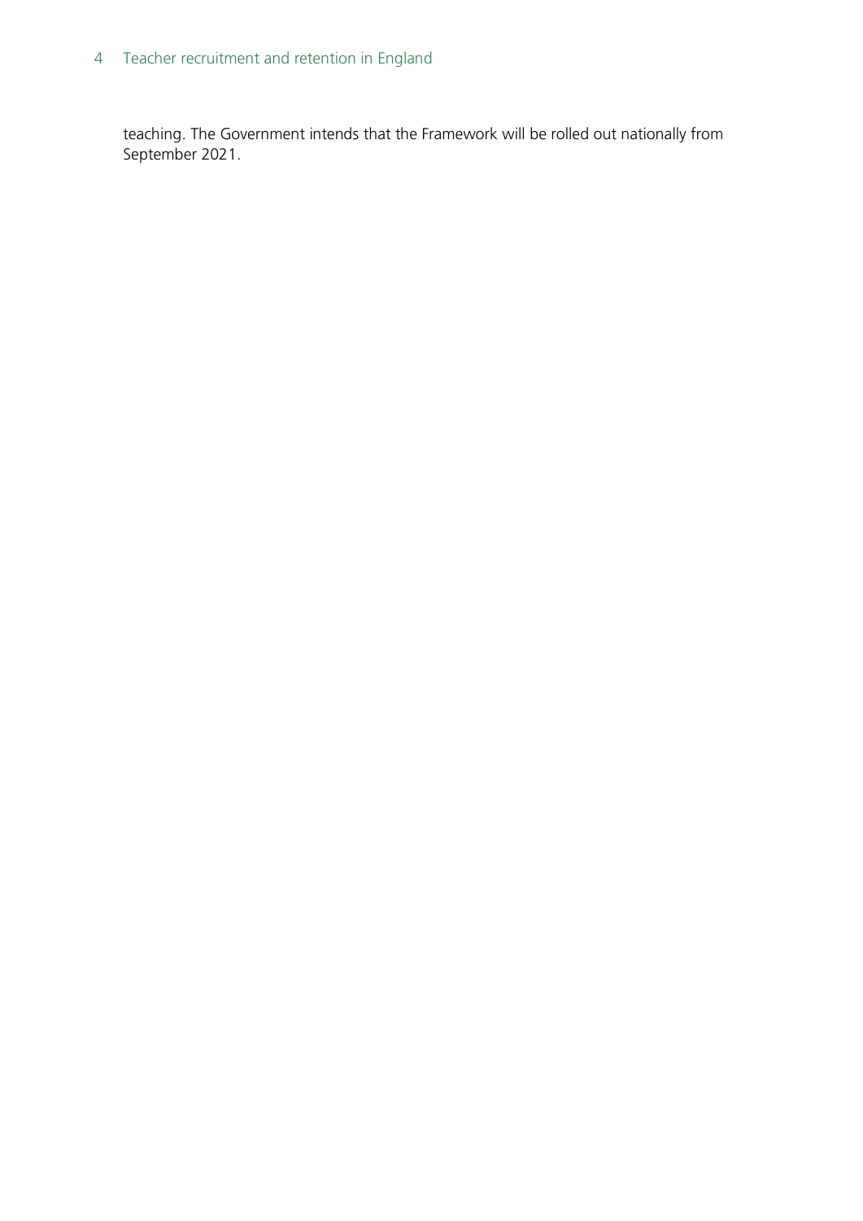teaching. The Government intends that the Framework will be rolled out nationally from September 2021.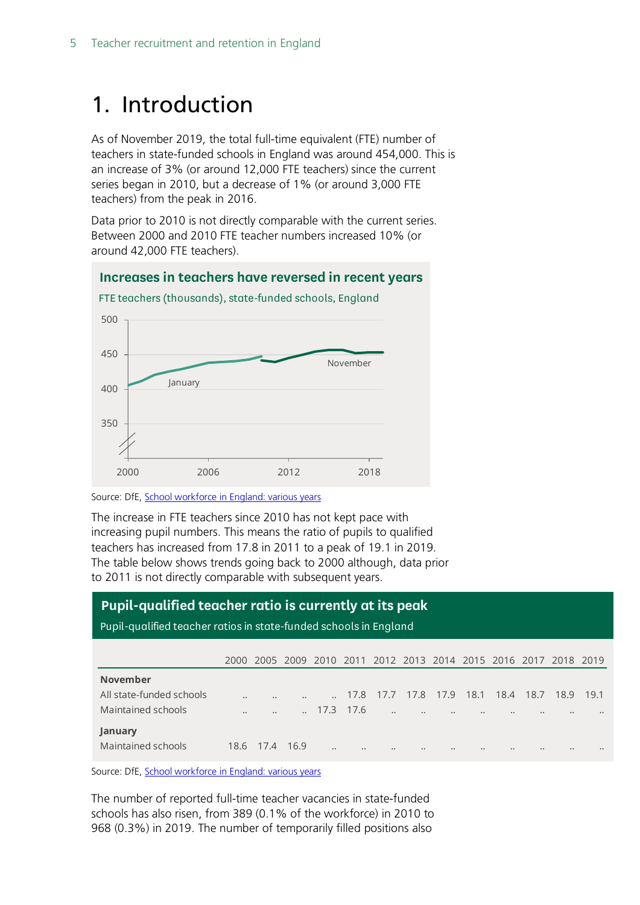# 1. Introduction

As of November 2019, the total full-time equivalent (FTE) number of teachers in state-funded schools in England was around 454,000. This is an increase of 3% (or around 12,000 FTE teachers) since the current series began in 2010, but a decrease of 1% (or around 3,000 FTE teachers) from the peak in 2016.

Data prior to 2010 is not directly comparable with the current series. Between 2000 and 2010 FTE teacher numbers increased 10% (or around 42,000 FTE teachers).

**Increases in teachers have reversed in recent years**

FTE teachers (thousands), state-funded schools, England

Source: DfE, [School workforce in England: various years]

The increase in FTE teachers since 2010 has not kept pace with increasing pupil numbers. This means the ratio of pupils to qualified teachers has increased from 17.8 in 2011 to a peak of 19.1 in 2019. The table below shows trends going back to 2000 although, data prior to 2011 is not directly comparable with subsequent years.

**Pupil-qualified teacher ratio is currently at its peak**

Pupil-qualified teacher ratios in state-funded schools in England

| | 2000 | 2005 | 2009 | 2010 | 2011 | 2012 | 2013 | 2014 | 2015 | 2016 | 2017 | 2018 | 2019 |
|---|---|---|---|---|---|---|---|---|---|---|---|---|---|
| **November** | | | | | | | | | | | | | |
| All state-funded schools | .. | .. | .. | .. | 17.8 | 17.7 | 17.8 | 17.9 | 18.1 | 18.4 | 18.7 | 18.9 | 19.1 |
| Maintained schools | .. | .. | .. | 17.3 | 17.6 | .. | .. | .. | .. | .. | .. | .. | .. |
| **January** | | | | | | | | | | | | | |
| Maintained schools | 18.6 | 17.4 | 16.9 | .. | .. | .. | .. | .. | .. | .. | .. | .. | .. |

Source: DfE, [School workforce in England: various years]

The number of reported full-time teacher vacancies in state-funded schools has also risen, from 389 (0.1% of the workforce) in 2010 to 968 (0.3%) in 2019. The number of temporarily filled positions also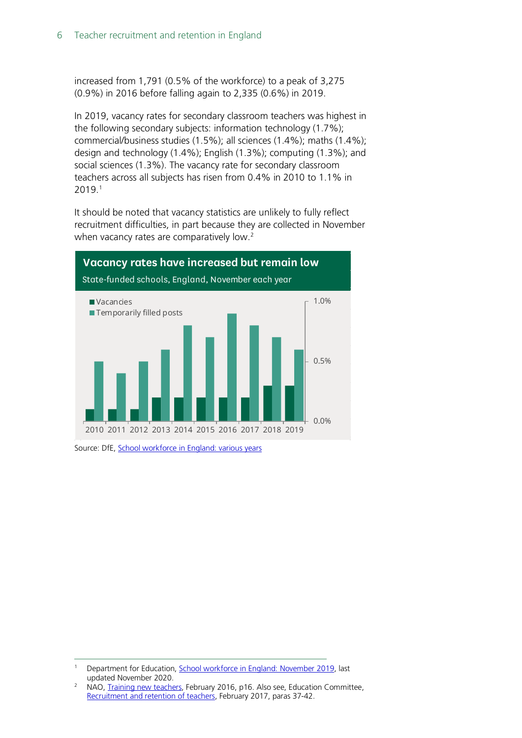increased from 1,791 (0.5% of the workforce) to a peak of 3,275 (0.9%) in 2016 before falling again to 2,335 (0.6%) in 2019.

In 2019, vacancy rates for secondary classroom teachers was highest in the following secondary subjects: information technology (1.7%); commercial/business studies (1.5%); all sciences (1.4%); maths (1.4%); design and technology (1.4%); English (1.3%); computing (1.3%); and social sciences (1.3%). The vacancy rate for secondary classroom teachers across all subjects has risen from 0.4% in 2010 to 1.1% in 2019.[1]

It should be noted that vacancy statistics are unlikely to fully reflect recruitment difficulties, in part because they are collected in November when vacancy rates are comparatively low.[2]

**Vacancy rates have increased but remain low**

State-funded schools, England, November each year

Source: DfE, School workforce in England: various years

[1] Department for Education, School workforce in England: November 2019, last updated November 2020.

[2] NAO, Training new teachers, February 2016, p16. Also see, Education Committee, Recruitment and retention of teachers, February 2017, paras 37-42.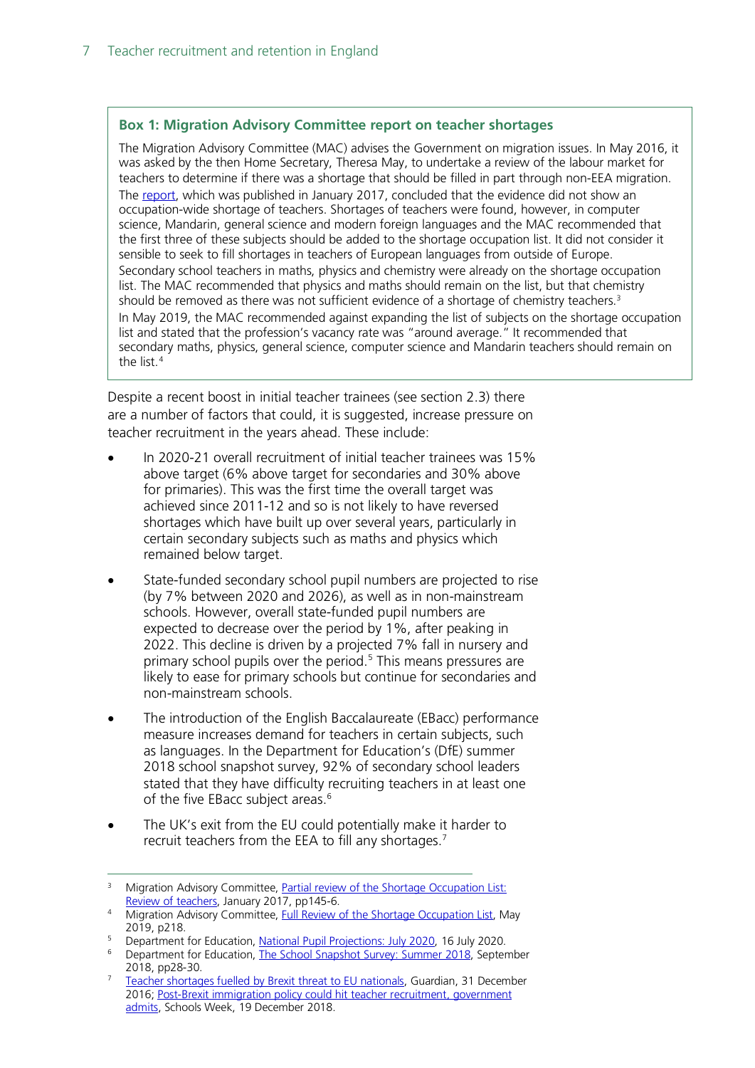**Box 1: Migration Advisory Committee report on teacher shortages**

The Migration Advisory Committee (MAC) advises the Government on migration issues. In May 2016, it was asked by the then Home Secretary, Theresa May, to undertake a review of the labour market for teachers to determine if there was a shortage that should be filled in part through non-EEA migration.

The report, which was published in January 2017, concluded that the evidence did not show an occupation-wide shortage of teachers. Shortages of teachers were found, however, in computer science, Mandarin, general science and modern foreign languages and the MAC recommended that the first three of these subjects should be added to the shortage occupation list. It did not consider it sensible to seek to fill shortages in teachers of European languages from outside of Europe.

Secondary school teachers in maths, physics and chemistry were already on the shortage occupation list. The MAC recommended that physics and maths should remain on the list, but that chemistry should be removed as there was not sufficient evidence of a shortage of chemistry teachers.[3]

In May 2019, the MAC recommended against expanding the list of subjects on the shortage occupation list and stated that the profession's vacancy rate was "around average." It recommended that secondary maths, physics, general science, computer science and Mandarin teachers should remain on the list.[4]

Despite a recent boost in initial teacher trainees (see section 2.3) there are a number of factors that could, it is suggested, increase pressure on teacher recruitment in the years ahead. These include:

- In 2020-21 overall recruitment of initial teacher trainees was 15% above target (6% above target for secondaries and 30% above for primaries). This was the first time the overall target was achieved since 2011-12 and so is not likely to have reversed shortages which have built up over several years, particularly in certain secondary subjects such as maths and physics which remained below target.
- State-funded secondary school pupil numbers are projected to rise (by 7% between 2020 and 2026), as well as in non-mainstream schools. However, overall state-funded pupil numbers are expected to decrease over the period by 1%, after peaking in 2022. This decline is driven by a projected 7% fall in nursery and primary school pupils over the period.[5] This means pressures are likely to ease for primary schools but continue for secondaries and non-mainstream schools.
- The introduction of the English Baccalaureate (EBacc) performance measure increases demand for teachers in certain subjects, such as languages. In the Department for Education's (DfE) summer 2018 school snapshot survey, 92% of secondary school leaders stated that they have difficulty recruiting teachers in at least one of the five EBacc subject areas.[6]
- The UK's exit from the EU could potentially make it harder to recruit teachers from the EEA to fill any shortages.[7]

---

[3] Migration Advisory Committee, Partial review of the Shortage Occupation List: Review of teachers, January 2017, pp145-6.

[4] Migration Advisory Committee, Full Review of the Shortage Occupation List, May 2019, p218.

[5] Department for Education, National Pupil Projections: July 2020, 16 July 2020.

[6] Department for Education, The School Snapshot Survey: Summer 2018, September 2018, pp28-30.

[7] Teacher shortages fuelled by Brexit threat to EU nationals, Guardian, 31 December 2016; Post-Brexit immigration policy could hit teacher recruitment, government admits, Schools Week, 19 December 2018.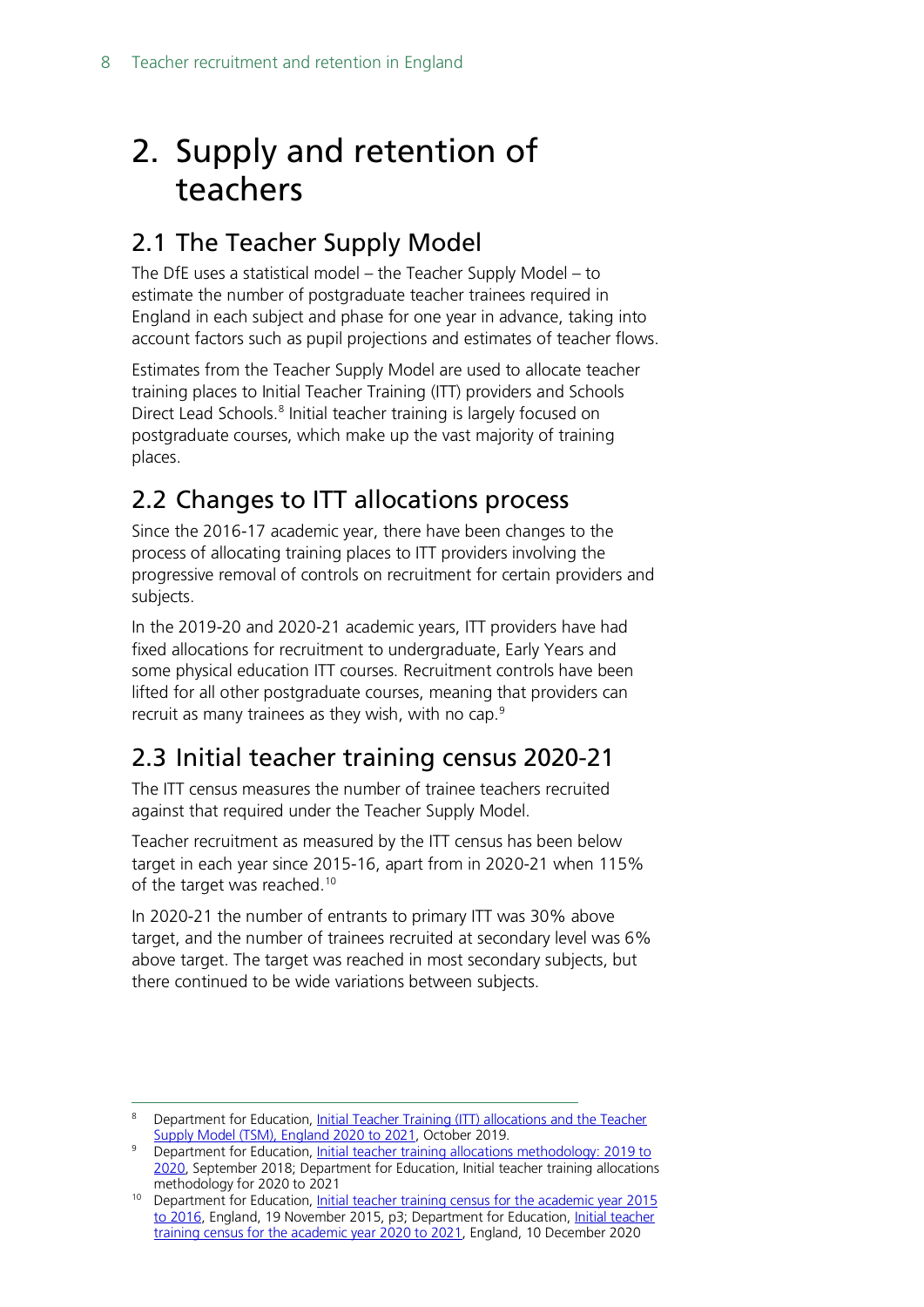# 2. Supply and retention of teachers

## 2.1 The Teacher Supply Model

The DfE uses a statistical model – the Teacher Supply Model – to estimate the number of postgraduate teacher trainees required in England in each subject and phase for one year in advance, taking into account factors such as pupil projections and estimates of teacher flows.

Estimates from the Teacher Supply Model are used to allocate teacher training places to Initial Teacher Training (ITT) providers and Schools Direct Lead Schools.[8] Initial teacher training is largely focused on postgraduate courses, which make up the vast majority of training places.

## 2.2 Changes to ITT allocations process

Since the 2016-17 academic year, there have been changes to the process of allocating training places to ITT providers involving the progressive removal of controls on recruitment for certain providers and subjects.

In the 2019-20 and 2020-21 academic years, ITT providers have had fixed allocations for recruitment to undergraduate, Early Years and some physical education ITT courses. Recruitment controls have been lifted for all other postgraduate courses, meaning that providers can recruit as many trainees as they wish, with no cap.[9]

## 2.3 Initial teacher training census 2020-21

The ITT census measures the number of trainee teachers recruited against that required under the Teacher Supply Model.

Teacher recruitment as measured by the ITT census has been below target in each year since 2015-16, apart from in 2020-21 when 115% of the target was reached.[10]

In 2020-21 the number of entrants to primary ITT was 30% above target, and the number of trainees recruited at secondary level was 6% above target. The target was reached in most secondary subjects, but there continued to be wide variations between subjects.

---

[8] Department for Education, Initial Teacher Training (ITT) allocations and the Teacher Supply Model (TSM), England 2020 to 2021, October 2019.

[9] Department for Education, Initial teacher training allocations methodology: 2019 to 2020, September 2018; Department for Education, Initial teacher training allocations methodology for 2020 to 2021

[10] Department for Education, Initial teacher training census for the academic year 2015 to 2016, England, 19 November 2015, p3; Department for Education, Initial teacher training census for the academic year 2020 to 2021, England, 10 December 2020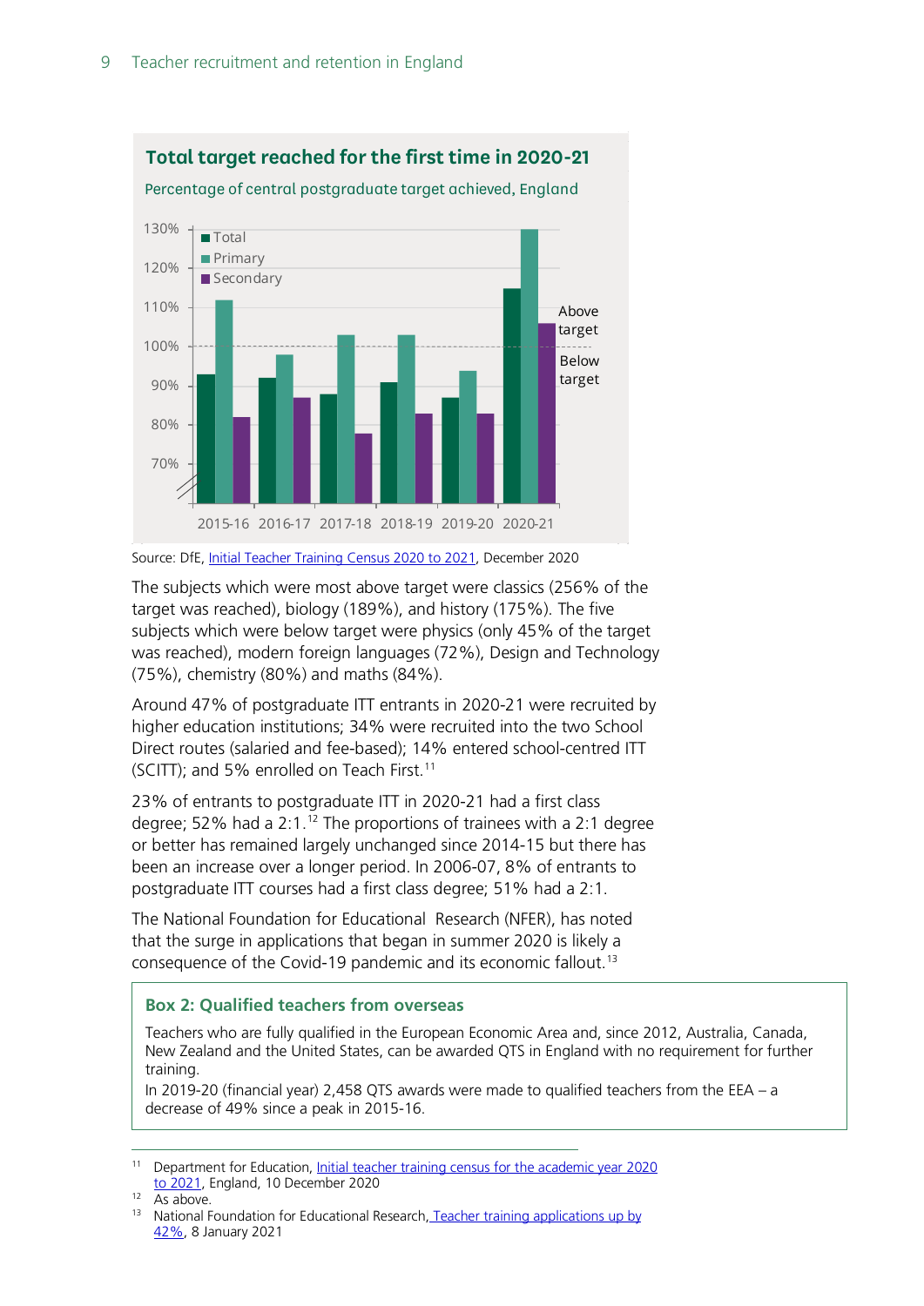**Total target reached for the first time in 2020-21**

Percentage of central postgraduate target achieved, England

Source: DfE, Initial Teacher Training Census 2020 to 2021, December 2020

The subjects which were most above target were classics (256% of the target was reached), biology (189%), and history (175%). The five subjects which were below target were physics (only 45% of the target was reached), modern foreign languages (72%), Design and Technology (75%), chemistry (80%) and maths (84%).

Around 47% of postgraduate ITT entrants in 2020-21 were recruited by higher education institutions; 34% were recruited into the two School Direct routes (salaried and fee-based); 14% entered school-centred ITT (SCITT); and 5% enrolled on Teach First.[11]

23% of entrants to postgraduate ITT in 2020-21 had a first class degree; 52% had a 2:1.[12] The proportions of trainees with a 2:1 degree or better has remained largely unchanged since 2014-15 but there has been an increase over a longer period. In 2006-07, 8% of entrants to postgraduate ITT courses had a first class degree; 51% had a 2:1.

The National Foundation for Educational Research (NFER), has noted that the surge in applications that began in summer 2020 is likely a consequence of the Covid-19 pandemic and its economic fallout.[13]

> **Box 2: Qualified teachers from overseas**
>
> Teachers who are fully qualified in the European Economic Area and, since 2012, Australia, Canada, New Zealand and the United States, can be awarded QTS in England with no requirement for further training.
>
> In 2019-20 (financial year) 2,458 QTS awards were made to qualified teachers from the EEA – a decrease of 49% since a peak in 2015-16.

---

[11] Department for Education, Initial teacher training census for the academic year 2020 to 2021, England, 10 December 2020

[12] As above.

[13] National Foundation for Educational Research, Teacher training applications up by 42%, 8 January 2021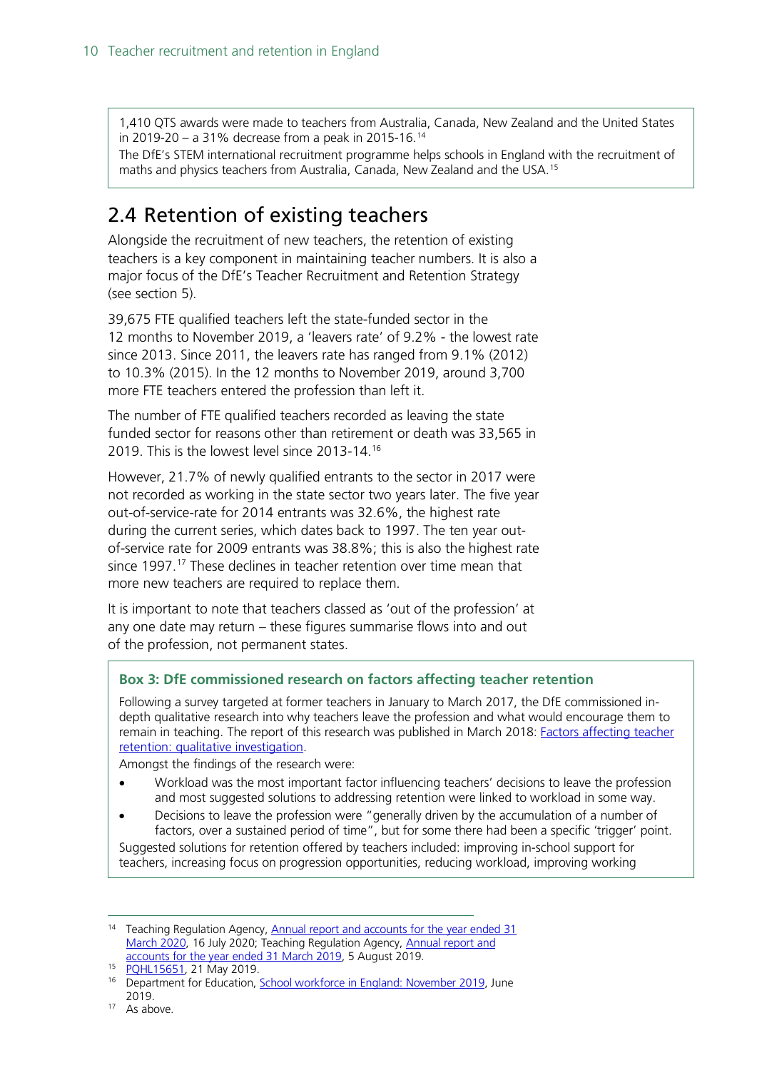1,410 QTS awards were made to teachers from Australia, Canada, New Zealand and the United States in 2019-20 – a 31% decrease from a peak in 2015-16.[14]

The DfE's STEM international recruitment programme helps schools in England with the recruitment of maths and physics teachers from Australia, Canada, New Zealand and the USA.[15]

## 2.4 Retention of existing teachers

Alongside the recruitment of new teachers, the retention of existing teachers is a key component in maintaining teacher numbers. It is also a major focus of the DfE's Teacher Recruitment and Retention Strategy (see section 5).

39,675 FTE qualified teachers left the state-funded sector in the 12 months to November 2019, a 'leavers rate' of 9.2% - the lowest rate since 2013. Since 2011, the leavers rate has ranged from 9.1% (2012) to 10.3% (2015). In the 12 months to November 2019, around 3,700 more FTE teachers entered the profession than left it.

The number of FTE qualified teachers recorded as leaving the state funded sector for reasons other than retirement or death was 33,565 in 2019. This is the lowest level since 2013-14.[16]

However, 21.7% of newly qualified entrants to the sector in 2017 were not recorded as working in the state sector two years later. The five year out-of-service-rate for 2014 entrants was 32.6%, the highest rate during the current series, which dates back to 1997. The ten year out-of-service rate for 2009 entrants was 38.8%; this is also the highest rate since 1997.[17] These declines in teacher retention over time mean that more new teachers are required to replace them.

It is important to note that teachers classed as 'out of the profession' at any one date may return – these figures summarise flows into and out of the profession, not permanent states.

### Box 3: DfE commissioned research on factors affecting teacher retention

Following a survey targeted at former teachers in January to March 2017, the DfE commissioned in-depth qualitative research into why teachers leave the profession and what would encourage them to remain in teaching. The report of this research was published in March 2018: [Factors affecting teacher retention: qualitative investigation](#).

Amongst the findings of the research were:

- Workload was the most important factor influencing teachers' decisions to leave the profession and most suggested solutions to addressing retention were linked to workload in some way.
- Decisions to leave the profession were "generally driven by the accumulation of a number of factors, over a sustained period of time", but for some there had been a specific 'trigger' point.

Suggested solutions for retention offered by teachers included: improving in-school support for teachers, increasing focus on progression opportunities, reducing workload, improving working

---

[14] Teaching Regulation Agency, Annual report and accounts for the year ended 31 March 2020, 16 July 2020; Teaching Regulation Agency, Annual report and accounts for the year ended 31 March 2019, 5 August 2019.

[15] PQHL15651, 21 May 2019.

[16] Department for Education, School workforce in England: November 2019, June 2019.

[17] As above.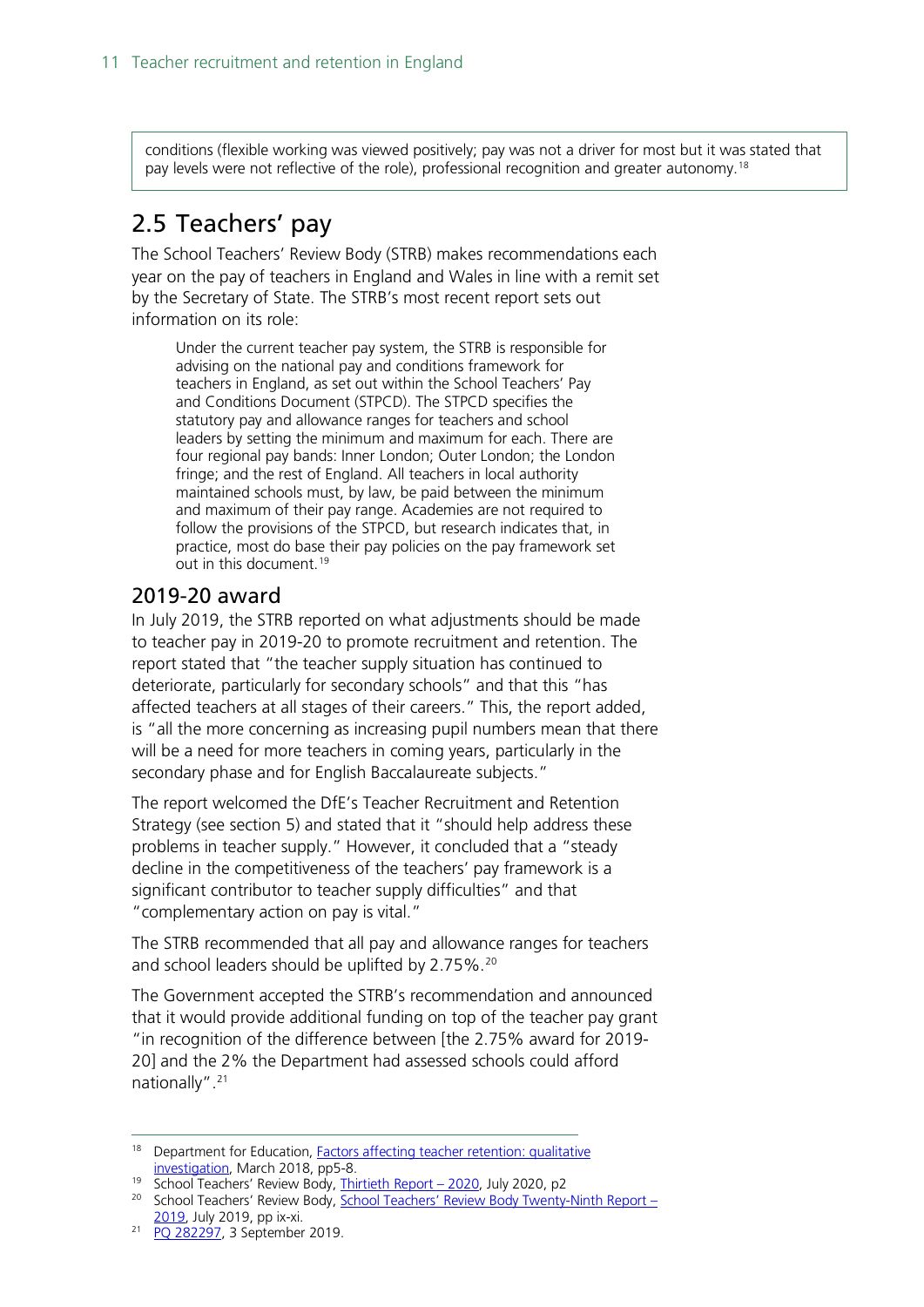conditions (flexible working was viewed positively; pay was not a driver for most but it was stated that pay levels were not reflective of the role), professional recognition and greater autonomy.[18]

## 2.5 Teachers' pay

The School Teachers' Review Body (STRB) makes recommendations each year on the pay of teachers in England and Wales in line with a remit set by the Secretary of State. The STRB's most recent report sets out information on its role:

> Under the current teacher pay system, the STRB is responsible for advising on the national pay and conditions framework for teachers in England, as set out within the School Teachers' Pay and Conditions Document (STPCD). The STPCD specifies the statutory pay and allowance ranges for teachers and school leaders by setting the minimum and maximum for each. There are four regional pay bands: Inner London; Outer London; the London fringe; and the rest of England. All teachers in local authority maintained schools must, by law, be paid between the minimum and maximum of their pay range. Academies are not required to follow the provisions of the STPCD, but research indicates that, in practice, most do base their pay policies on the pay framework set out in this document.[19]

### 2019-20 award

In July 2019, the STRB reported on what adjustments should be made to teacher pay in 2019-20 to promote recruitment and retention. The report stated that "the teacher supply situation has continued to deteriorate, particularly for secondary schools" and that this "has affected teachers at all stages of their careers." This, the report added, is "all the more concerning as increasing pupil numbers mean that there will be a need for more teachers in coming years, particularly in the secondary phase and for English Baccalaureate subjects."

The report welcomed the DfE's Teacher Recruitment and Retention Strategy (see section 5) and stated that it "should help address these problems in teacher supply." However, it concluded that a "steady decline in the competitiveness of the teachers' pay framework is a significant contributor to teacher supply difficulties" and that "complementary action on pay is vital."

The STRB recommended that all pay and allowance ranges for teachers and school leaders should be uplifted by 2.75%.[20]

The Government accepted the STRB's recommendation and announced that it would provide additional funding on top of the teacher pay grant "in recognition of the difference between [the 2.75% award for 2019-20] and the 2% the Department had assessed schools could afford nationally".[21]

---

[18] Department for Education, Factors affecting teacher retention: qualitative investigation, March 2018, pp5-8.

[19] School Teachers' Review Body, Thirtieth Report – 2020, July 2020, p2

[20] School Teachers' Review Body, School Teachers' Review Body Twenty-Ninth Report – 2019, July 2019, pp ix-xi.

[21] PQ 282297, 3 September 2019.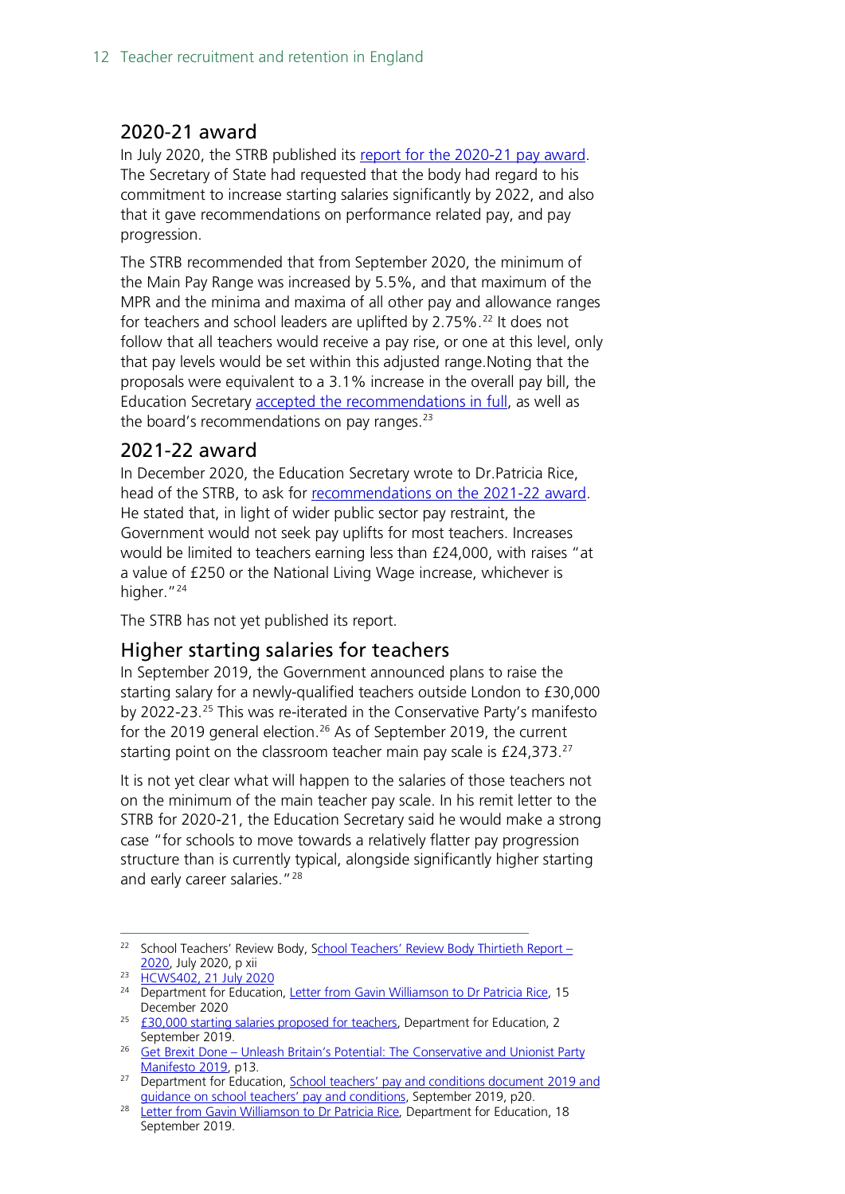## 2020-21 award

In July 2020, the STRB published its report for the 2020-21 pay award. The Secretary of State had requested that the body had regard to his commitment to increase starting salaries significantly by 2022, and also that it gave recommendations on performance related pay, and pay progression.

The STRB recommended that from September 2020, the minimum of the Main Pay Range was increased by 5.5%, and that maximum of the MPR and the minima and maxima of all other pay and allowance ranges for teachers and school leaders are uplifted by 2.75%.[22] It does not follow that all teachers would receive a pay rise, or one at this level, only that pay levels would be set within this adjusted range.Noting that the proposals were equivalent to a 3.1% increase in the overall pay bill, the Education Secretary accepted the recommendations in full, as well as the board's recommendations on pay ranges.[23]

## 2021-22 award

In December 2020, the Education Secretary wrote to Dr.Patricia Rice, head of the STRB, to ask for recommendations on the 2021-22 award. He stated that, in light of wider public sector pay restraint, the Government would not seek pay uplifts for most teachers. Increases would be limited to teachers earning less than £24,000, with raises "at a value of £250 or the National Living Wage increase, whichever is higher."[24]

The STRB has not yet published its report.

## Higher starting salaries for teachers

In September 2019, the Government announced plans to raise the starting salary for a newly-qualified teachers outside London to £30,000 by 2022-23.[25] This was re-iterated in the Conservative Party's manifesto for the 2019 general election.[26] As of September 2019, the current starting point on the classroom teacher main pay scale is £24,373.[27]

It is not yet clear what will happen to the salaries of those teachers not on the minimum of the main teacher pay scale. In his remit letter to the STRB for 2020-21, the Education Secretary said he would make a strong case "for schools to move towards a relatively flatter pay progression structure than is currently typical, alongside significantly higher starting and early career salaries."[28]

---

[22] School Teachers' Review Body, School Teachers' Review Body Thirtieth Report – 2020, July 2020, p xii

[23] HCWS402, 21 July 2020

[24] Department for Education, Letter from Gavin Williamson to Dr Patricia Rice, 15 December 2020

[25] £30,000 starting salaries proposed for teachers, Department for Education, 2 September 2019.

[26] Get Brexit Done – Unleash Britain's Potential: The Conservative and Unionist Party Manifesto 2019, p13.

[27] Department for Education, School teachers' pay and conditions document 2019 and guidance on school teachers' pay and conditions, September 2019, p20.

[28] Letter from Gavin Williamson to Dr Patricia Rice, Department for Education, 18 September 2019.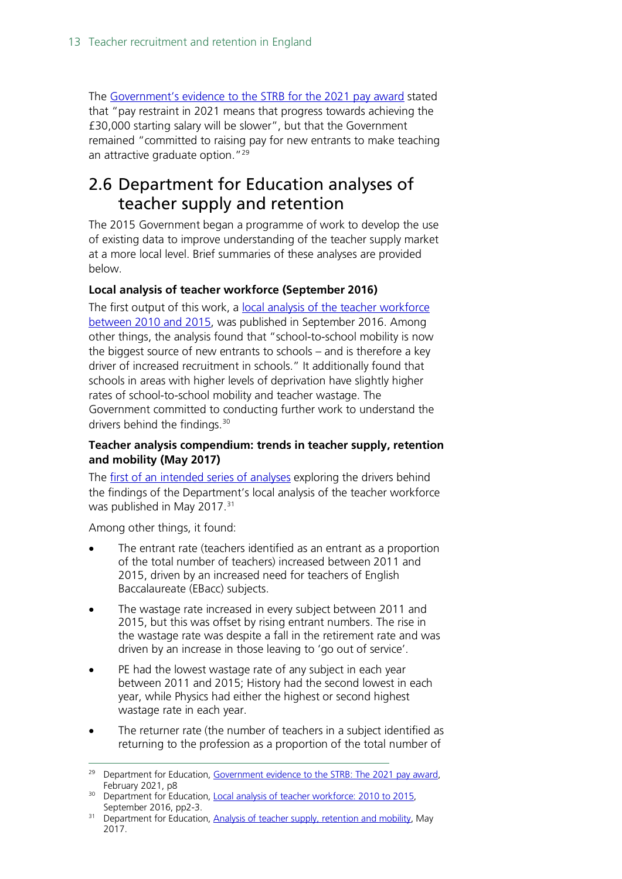The Government's evidence to the STRB for the 2021 pay award stated that "pay restraint in 2021 means that progress towards achieving the £30,000 starting salary will be slower", but that the Government remained "committed to raising pay for new entrants to make teaching an attractive graduate option."[29]

## 2.6 Department for Education analyses of teacher supply and retention

The 2015 Government began a programme of work to develop the use of existing data to improve understanding of the teacher supply market at a more local level. Brief summaries of these analyses are provided below.

**Local analysis of teacher workforce (September 2016)**

The first output of this work, a local analysis of the teacher workforce between 2010 and 2015, was published in September 2016. Among other things, the analysis found that "school-to-school mobility is now the biggest source of new entrants to schools – and is therefore a key driver of increased recruitment in schools." It additionally found that schools in areas with higher levels of deprivation have slightly higher rates of school-to-school mobility and teacher wastage. The Government committed to conducting further work to understand the drivers behind the findings.[30]

**Teacher analysis compendium: trends in teacher supply, retention and mobility (May 2017)**

The first of an intended series of analyses exploring the drivers behind the findings of the Department's local analysis of the teacher workforce was published in May 2017.[31]

Among other things, it found:

- The entrant rate (teachers identified as an entrant as a proportion of the total number of teachers) increased between 2011 and 2015, driven by an increased need for teachers of English Baccalaureate (EBacc) subjects.
- The wastage rate increased in every subject between 2011 and 2015, but this was offset by rising entrant numbers. The rise in the wastage rate was despite a fall in the retirement rate and was driven by an increase in those leaving to 'go out of service'.
- PE had the lowest wastage rate of any subject in each year between 2011 and 2015; History had the second lowest in each year, while Physics had either the highest or second highest wastage rate in each year.
- The returner rate (the number of teachers in a subject identified as returning to the profession as a proportion of the total number of

---

[29] Department for Education, Government evidence to the STRB: The 2021 pay award, February 2021, p8

[30] Department for Education, Local analysis of teacher workforce: 2010 to 2015, September 2016, pp2-3.

[31] Department for Education, Analysis of teacher supply, retention and mobility, May 2017.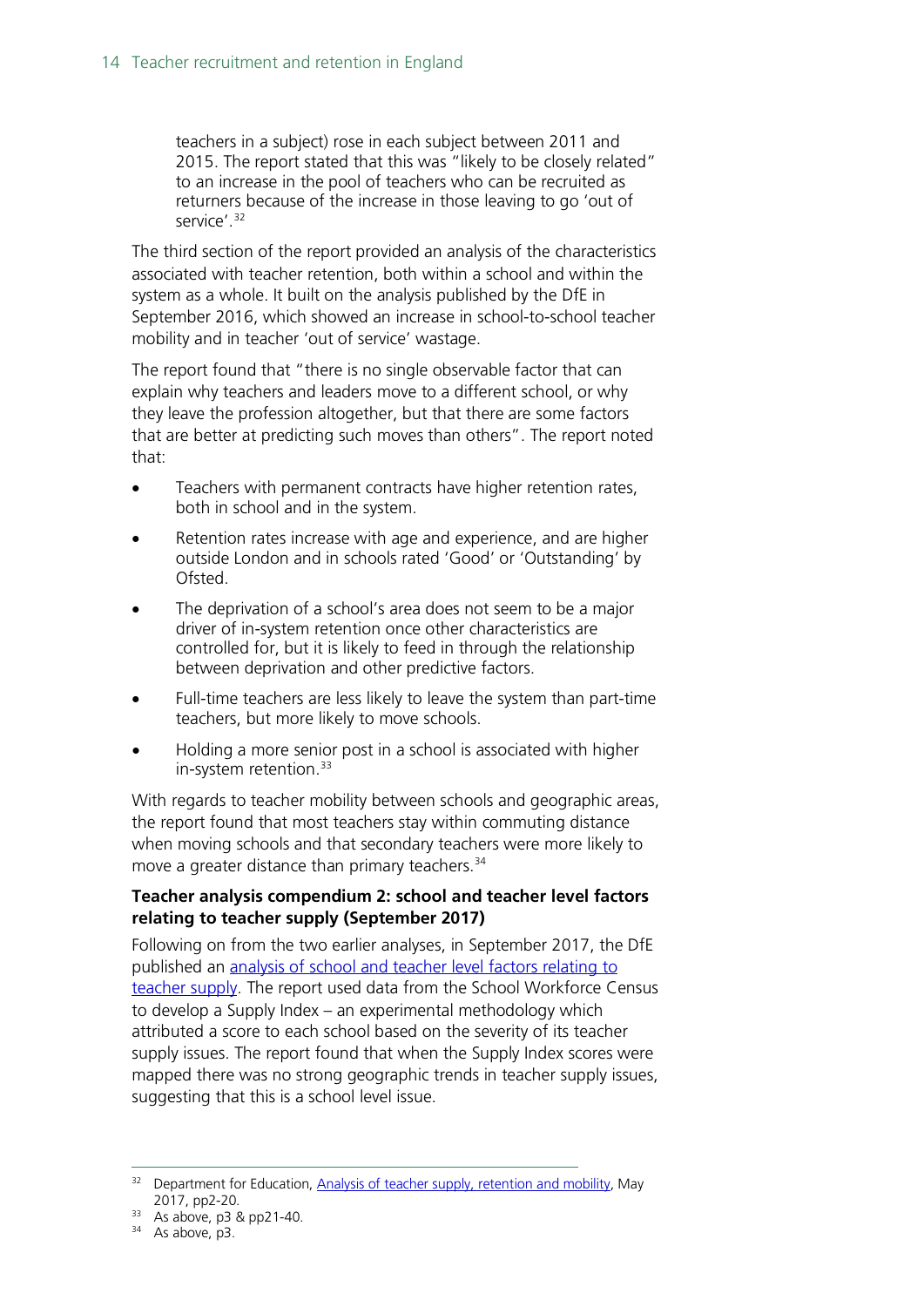teachers in a subject) rose in each subject between 2011 and 2015. The report stated that this was "likely to be closely related" to an increase in the pool of teachers who can be recruited as returners because of the increase in those leaving to go 'out of service'.[32]

The third section of the report provided an analysis of the characteristics associated with teacher retention, both within a school and within the system as a whole. It built on the analysis published by the DfE in September 2016, which showed an increase in school-to-school teacher mobility and in teacher 'out of service' wastage.

The report found that "there is no single observable factor that can explain why teachers and leaders move to a different school, or why they leave the profession altogether, but that there are some factors that are better at predicting such moves than others". The report noted that:

- Teachers with permanent contracts have higher retention rates, both in school and in the system.
- Retention rates increase with age and experience, and are higher outside London and in schools rated 'Good' or 'Outstanding' by Ofsted.
- The deprivation of a school's area does not seem to be a major driver of in-system retention once other characteristics are controlled for, but it is likely to feed in through the relationship between deprivation and other predictive factors.
- Full-time teachers are less likely to leave the system than part-time teachers, but more likely to move schools.
- Holding a more senior post in a school is associated with higher in-system retention.[33]

With regards to teacher mobility between schools and geographic areas, the report found that most teachers stay within commuting distance when moving schools and that secondary teachers were more likely to move a greater distance than primary teachers.[34]

**Teacher analysis compendium 2: school and teacher level factors relating to teacher supply (September 2017)**

Following on from the two earlier analyses, in September 2017, the DfE published an analysis of school and teacher level factors relating to teacher supply. The report used data from the School Workforce Census to develop a Supply Index – an experimental methodology which attributed a score to each school based on the severity of its teacher supply issues. The report found that when the Supply Index scores were mapped there was no strong geographic trends in teacher supply issues, suggesting that this is a school level issue.

---

[32] Department for Education, Analysis of teacher supply, retention and mobility, May 2017, pp2-20.

[33] As above, p3 & pp21-40.

[34] As above, p3.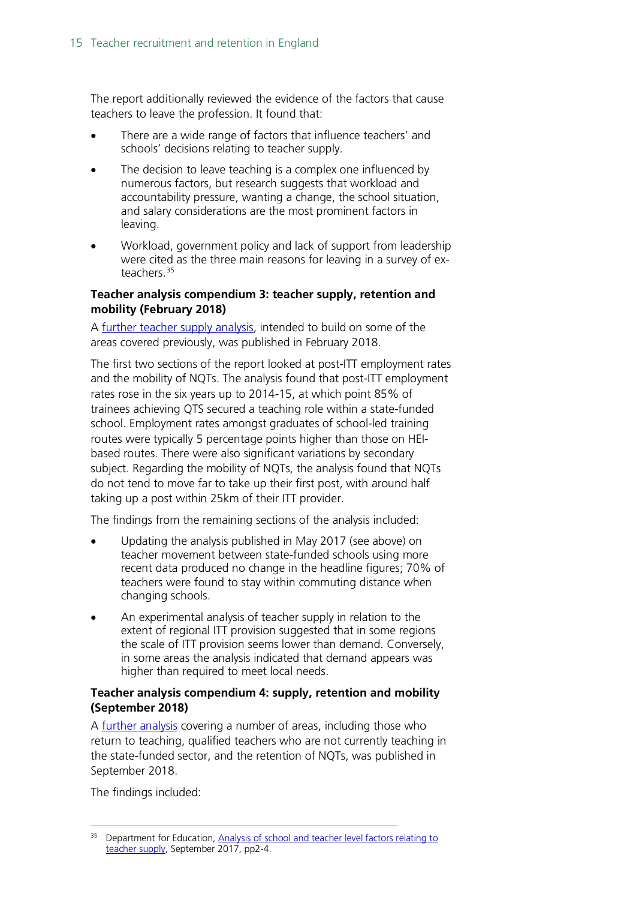The report additionally reviewed the evidence of the factors that cause teachers to leave the profession. It found that:

- There are a wide range of factors that influence teachers' and schools' decisions relating to teacher supply.
- The decision to leave teaching is a complex one influenced by numerous factors, but research suggests that workload and accountability pressure, wanting a change, the school situation, and salary considerations are the most prominent factors in leaving.
- Workload, government policy and lack of support from leadership were cited as the three main reasons for leaving in a survey of ex-teachers.[35]

**Teacher analysis compendium 3: teacher supply, retention and mobility (February 2018)**

A further teacher supply analysis, intended to build on some of the areas covered previously, was published in February 2018.

The first two sections of the report looked at post-ITT employment rates and the mobility of NQTs. The analysis found that post-ITT employment rates rose in the six years up to 2014-15, at which point 85% of trainees achieving QTS secured a teaching role within a state-funded school. Employment rates amongst graduates of school-led training routes were typically 5 percentage points higher than those on HEI-based routes. There were also significant variations by secondary subject. Regarding the mobility of NQTs, the analysis found that NQTs do not tend to move far to take up their first post, with around half taking up a post within 25km of their ITT provider.

The findings from the remaining sections of the analysis included:

- Updating the analysis published in May 2017 (see above) on teacher movement between state-funded schools using more recent data produced no change in the headline figures; 70% of teachers were found to stay within commuting distance when changing schools.
- An experimental analysis of teacher supply in relation to the extent of regional ITT provision suggested that in some regions the scale of ITT provision seems lower than demand. Conversely, in some areas the analysis indicated that demand appears was higher than required to meet local needs.

**Teacher analysis compendium 4: supply, retention and mobility (September 2018)**

A further analysis covering a number of areas, including those who return to teaching, qualified teachers who are not currently teaching in the state-funded sector, and the retention of NQTs, was published in September 2018.

The findings included:

---

35 Department for Education, Analysis of school and teacher level factors relating to teacher supply, September 2017, pp2-4.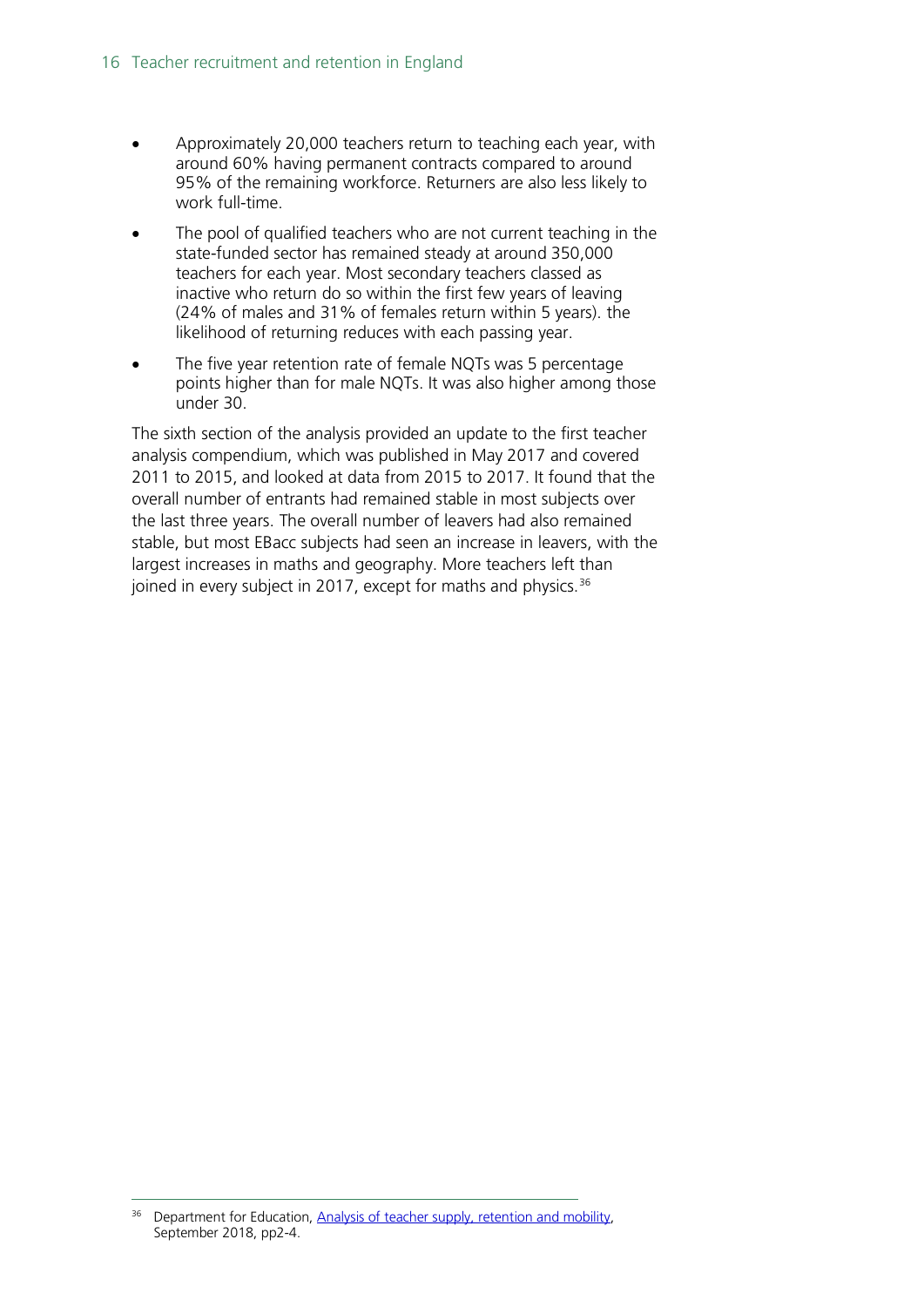- Approximately 20,000 teachers return to teaching each year, with around 60% having permanent contracts compared to around 95% of the remaining workforce. Returners are also less likely to work full-time.
- The pool of qualified teachers who are not current teaching in the state-funded sector has remained steady at around 350,000 teachers for each year. Most secondary teachers classed as inactive who return do so within the first few years of leaving (24% of males and 31% of females return within 5 years). the likelihood of returning reduces with each passing year.
- The five year retention rate of female NQTs was 5 percentage points higher than for male NQTs. It was also higher among those under 30.

The sixth section of the analysis provided an update to the first teacher analysis compendium, which was published in May 2017 and covered 2011 to 2015, and looked at data from 2015 to 2017. It found that the overall number of entrants had remained stable in most subjects over the last three years. The overall number of leavers had also remained stable, but most EBacc subjects had seen an increase in leavers, with the largest increases in maths and geography. More teachers left than joined in every subject in 2017, except for maths and physics.[36]

[36] Department for Education, [Analysis of teacher supply, retention and mobility](), September 2018, pp2-4.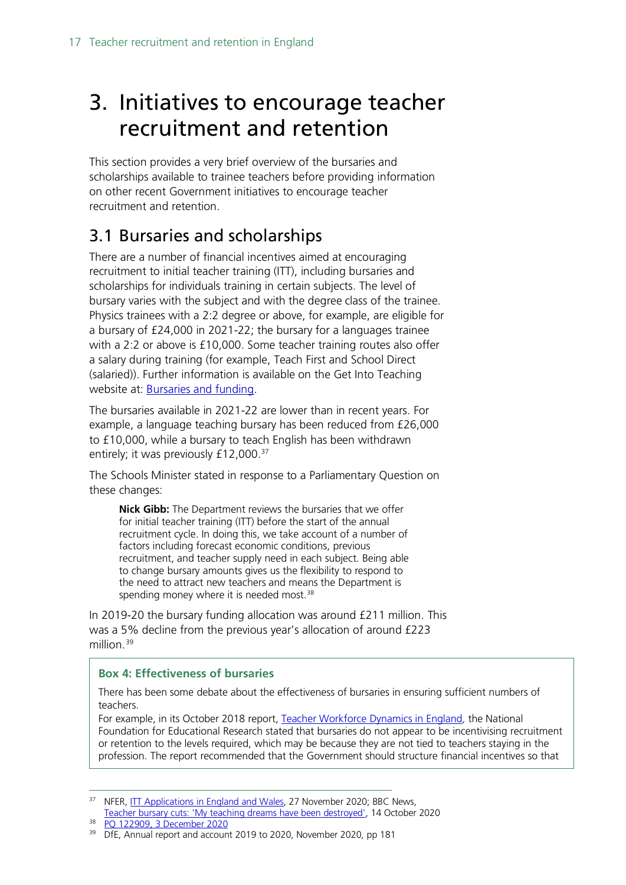# 3. Initiatives to encourage teacher recruitment and retention

This section provides a very brief overview of the bursaries and scholarships available to trainee teachers before providing information on other recent Government initiatives to encourage teacher recruitment and retention.

## 3.1 Bursaries and scholarships

There are a number of financial incentives aimed at encouraging recruitment to initial teacher training (ITT), including bursaries and scholarships for individuals training in certain subjects. The level of bursary varies with the subject and with the degree class of the trainee. Physics trainees with a 2:2 degree or above, for example, are eligible for a bursary of £24,000 in 2021-22; the bursary for a languages trainee with a 2:2 or above is £10,000. Some teacher training routes also offer a salary during training (for example, Teach First and School Direct (salaried)). Further information is available on the Get Into Teaching website at: Bursaries and funding.

The bursaries available in 2021-22 are lower than in recent years. For example, a language teaching bursary has been reduced from £26,000 to £10,000, while a bursary to teach English has been withdrawn entirely; it was previously £12,000.[37]

The Schools Minister stated in response to a Parliamentary Question on these changes:

> **Nick Gibb:** The Department reviews the bursaries that we offer for initial teacher training (ITT) before the start of the annual recruitment cycle. In doing this, we take account of a number of factors including forecast economic conditions, previous recruitment, and teacher supply need in each subject. Being able to change bursary amounts gives us the flexibility to respond to the need to attract new teachers and means the Department is spending money where it is needed most.[38]

In 2019-20 the bursary funding allocation was around £211 million. This was a 5% decline from the previous year's allocation of around £223 million.[39]

**Box 4: Effectiveness of bursaries**

There has been some debate about the effectiveness of bursaries in ensuring sufficient numbers of teachers.

For example, in its October 2018 report, Teacher Workforce Dynamics in England, the National Foundation for Educational Research stated that bursaries do not appear to be incentivising recruitment or retention to the levels required, which may be because they are not tied to teachers staying in the profession. The report recommended that the Government should structure financial incentives so that

---

[37] NFER, ITT Applications in England and Wales, 27 November 2020; BBC News, Teacher bursary cuts: 'My teaching dreams have been destroyed', 14 October 2020

[38] PQ 122909, 3 December 2020

[39] DfE, Annual report and account 2019 to 2020, November 2020, pp 181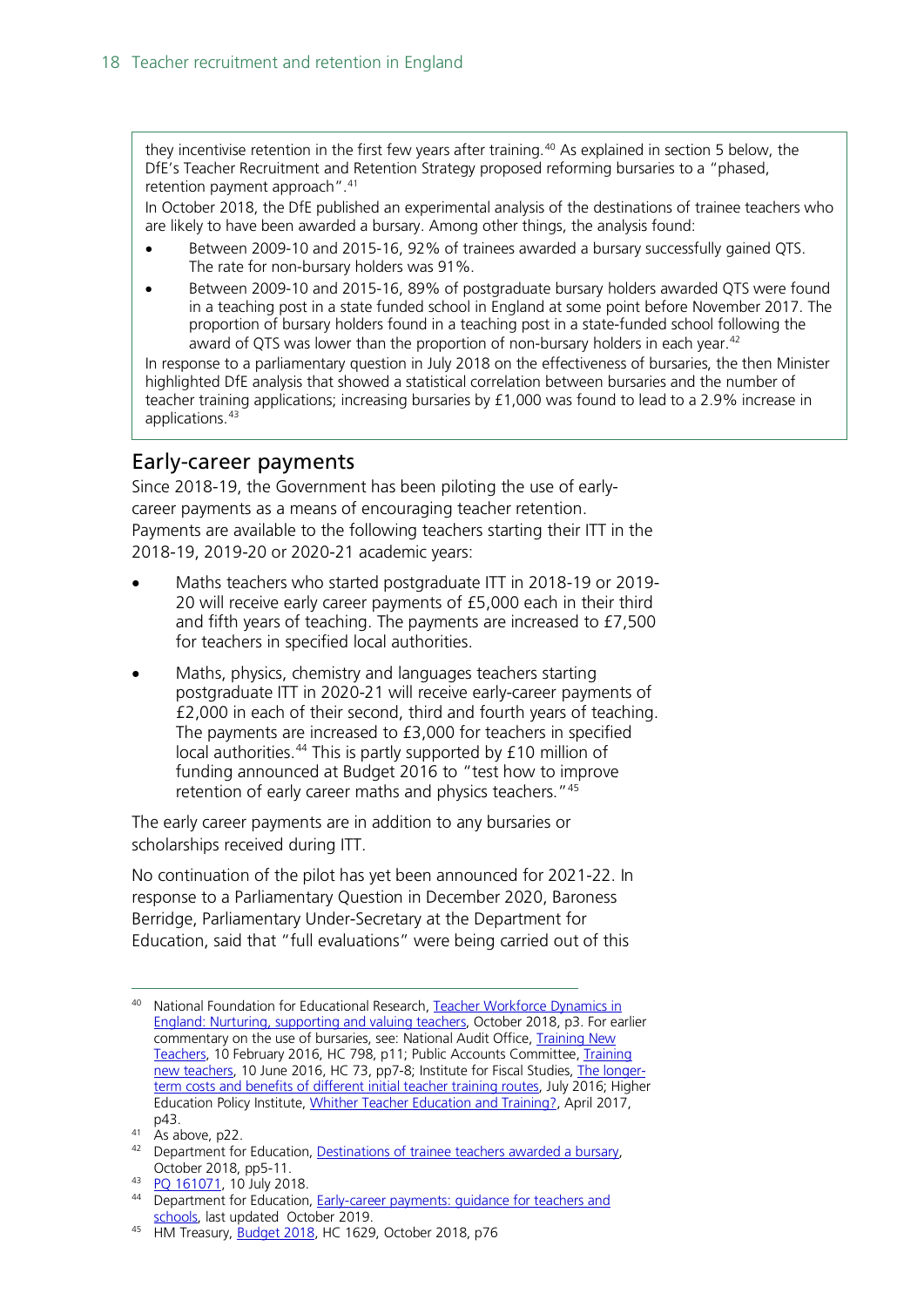they incentivise retention in the first few years after training.[40] As explained in section 5 below, the DfE's Teacher Recruitment and Retention Strategy proposed reforming bursaries to a "phased, retention payment approach".[41]

In October 2018, the DfE published an experimental analysis of the destinations of trainee teachers who are likely to have been awarded a bursary. Among other things, the analysis found:

- Between 2009-10 and 2015-16, 92% of trainees awarded a bursary successfully gained QTS. The rate for non-bursary holders was 91%.
- Between 2009-10 and 2015-16, 89% of postgraduate bursary holders awarded QTS were found in a teaching post in a state funded school in England at some point before November 2017. The proportion of bursary holders found in a teaching post in a state-funded school following the award of QTS was lower than the proportion of non-bursary holders in each year.[42]

In response to a parliamentary question in July 2018 on the effectiveness of bursaries, the then Minister highlighted DfE analysis that showed a statistical correlation between bursaries and the number of teacher training applications; increasing bursaries by £1,000 was found to lead to a 2.9% increase in applications.[43]

## Early-career payments

Since 2018-19, the Government has been piloting the use of early-career payments as a means of encouraging teacher retention. Payments are available to the following teachers starting their ITT in the 2018-19, 2019-20 or 2020-21 academic years:

- Maths teachers who started postgraduate ITT in 2018-19 or 2019-20 will receive early career payments of £5,000 each in their third and fifth years of teaching. The payments are increased to £7,500 for teachers in specified local authorities.
- Maths, physics, chemistry and languages teachers starting postgraduate ITT in 2020-21 will receive early-career payments of £2,000 in each of their second, third and fourth years of teaching. The payments are increased to £3,000 for teachers in specified local authorities.[44] This is partly supported by £10 million of funding announced at Budget 2016 to "test how to improve retention of early career maths and physics teachers."[45]

The early career payments are in addition to any bursaries or scholarships received during ITT.

No continuation of the pilot has yet been announced for 2021-22. In response to a Parliamentary Question in December 2020, Baroness Berridge, Parliamentary Under-Secretary at the Department for Education, said that "full evaluations" were being carried out of this

---

[40] National Foundation for Educational Research, Teacher Workforce Dynamics in England: Nurturing, supporting and valuing teachers, October 2018, p3. For earlier commentary on the use of bursaries, see: National Audit Office, Training New Teachers, 10 February 2016, HC 798, p11; Public Accounts Committee, Training new teachers, 10 June 2016, HC 73, pp7-8; Institute for Fiscal Studies, The longer-term costs and benefits of different initial teacher training routes, July 2016; Higher Education Policy Institute, Whither Teacher Education and Training?, April 2017, p43.

[41] As above, p22.

[42] Department for Education, Destinations of trainee teachers awarded a bursary, October 2018, pp5-11.

[43] PQ 161071, 10 July 2018.

[44] Department for Education, Early-career payments: guidance for teachers and schools, last updated October 2019.

[45] HM Treasury, Budget 2018, HC 1629, October 2018, p76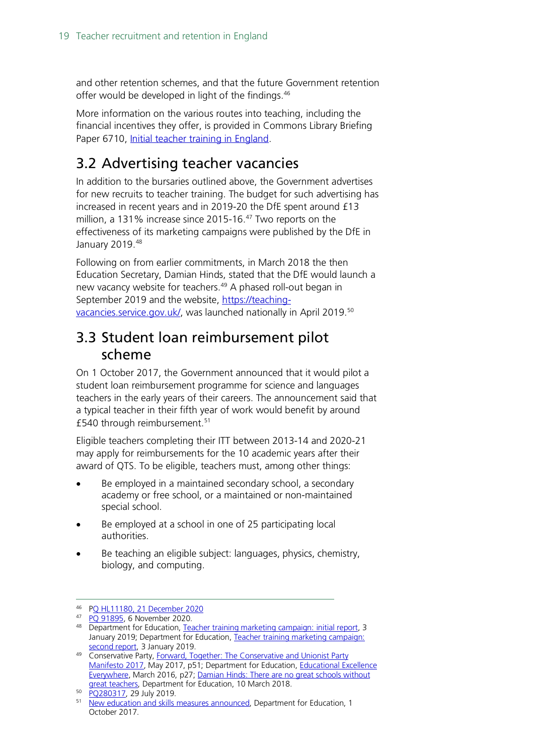and other retention schemes, and that the future Government retention offer would be developed in light of the findings.[46]

More information on the various routes into teaching, including the financial incentives they offer, is provided in Commons Library Briefing Paper 6710, [Initial teacher training in England](#).

## 3.2 Advertising teacher vacancies

In addition to the bursaries outlined above, the Government advertises for new recruits to teacher training. The budget for such advertising has increased in recent years and in 2019-20 the DfE spent around £13 million, a 131% increase since 2015-16.[47] Two reports on the effectiveness of its marketing campaigns were published by the DfE in January 2019.[48]

Following on from earlier commitments, in March 2018 the then Education Secretary, Damian Hinds, stated that the DfE would launch a new vacancy website for teachers.[49] A phased roll-out began in September 2019 and the website, https://teaching-vacancies.service.gov.uk/, was launched nationally in April 2019.[50]

## 3.3 Student loan reimbursement pilot scheme

On 1 October 2017, the Government announced that it would pilot a student loan reimbursement programme for science and languages teachers in the early years of their careers. The announcement said that a typical teacher in their fifth year of work would benefit by around £540 through reimbursement.[51]

Eligible teachers completing their ITT between 2013-14 and 2020-21 may apply for reimbursements for the 10 academic years after their award of QTS. To be eligible, teachers must, among other things:

- Be employed in a maintained secondary school, a secondary academy or free school, or a maintained or non-maintained special school.
- Be employed at a school in one of 25 participating local authorities.
- Be teaching an eligible subject: languages, physics, chemistry, biology, and computing.

---

[46] PQ HL11180, 21 December 2020

[47] PQ 91895, 6 November 2020.

[48] Department for Education, Teacher training marketing campaign: initial report, 3 January 2019; Department for Education, Teacher training marketing campaign: second report, 3 January 2019.

[49] Conservative Party, Forward, Together: The Conservative and Unionist Party Manifesto 2017, May 2017, p51; Department for Education, Educational Excellence Everywhere, March 2016, p27; Damian Hinds: There are no great schools without great teachers, Department for Education, 10 March 2018.

[50] PQ280317, 29 July 2019.

[51] New education and skills measures announced, Department for Education, 1 October 2017.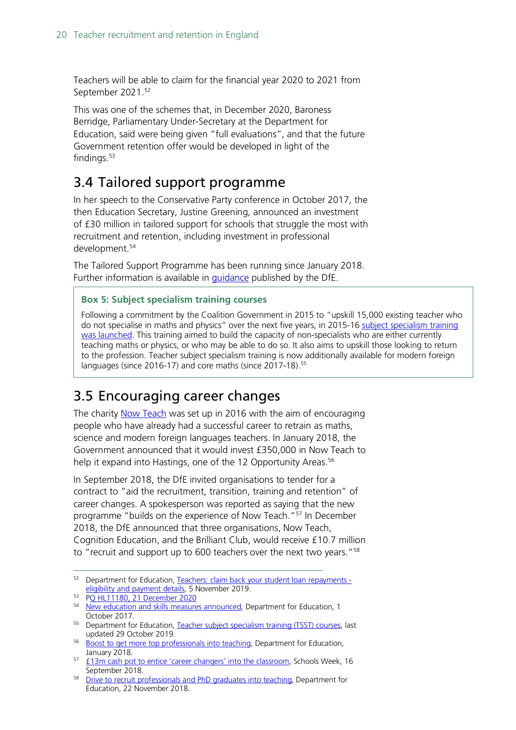Teachers will be able to claim for the financial year 2020 to 2021 from September 2021.[52]

This was one of the schemes that, in December 2020, Baroness Berridge, Parliamentary Under-Secretary at the Department for Education, said were being given "full evaluations", and that the future Government retention offer would be developed in light of the findings.[53]

## 3.4 Tailored support programme

In her speech to the Conservative Party conference in October 2017, the then Education Secretary, Justine Greening, announced an investment of £30 million in tailored support for schools that struggle the most with recruitment and retention, including investment in professional development.[54]

The Tailored Support Programme has been running since January 2018. Further information is available in guidance published by the DfE.

> **Box 5: Subject specialism training courses**
>
> Following a commitment by the Coalition Government in 2015 to "upskill 15,000 existing teacher who do not specialise in maths and physics" over the next five years, in 2015-16 subject specialism training was launched. This training aimed to build the capacity of non-specialists who are either currently teaching maths or physics, or who may be able to do so. It also aims to upskill those looking to return to the profession. Teacher subject specialism training is now additionally available for modern foreign languages (since 2016-17) and core maths (since 2017-18).[55]

## 3.5 Encouraging career changes

The charity Now Teach was set up in 2016 with the aim of encouraging people who have already had a successful career to retrain as maths, science and modern foreign languages teachers. In January 2018, the Government announced that it would invest £350,000 in Now Teach to help it expand into Hastings, one of the 12 Opportunity Areas.[56]

In September 2018, the DfE invited organisations to tender for a contract to "aid the recruitment, transition, training and retention" of career changes. A spokesperson was reported as saying that the new programme "builds on the experience of Now Teach."[57] In December 2018, the DfE announced that three organisations, Now Teach, Cognition Education, and the Brilliant Club, would receive £10.7 million to "recruit and support up to 600 teachers over the next two years."[58]

---

[52] Department for Education, Teachers: claim back your student loan repayments - eligibility and payment details, 5 November 2019.

[53] PQ HL11180, 21 December 2020

[54] New education and skills measures announced, Department for Education, 1 October 2017.

[55] Department for Education, Teacher subject specialism training (TSST) courses, last updated 29 October 2019.

[56] Boost to get more top professionals into teaching, Department for Education, January 2018.

[57] £13m cash pot to entice 'career changers' into the classroom, Schools Week, 16 September 2018.

[58] Drive to recruit professionals and PhD graduates into teaching, Department for Education, 22 November 2018.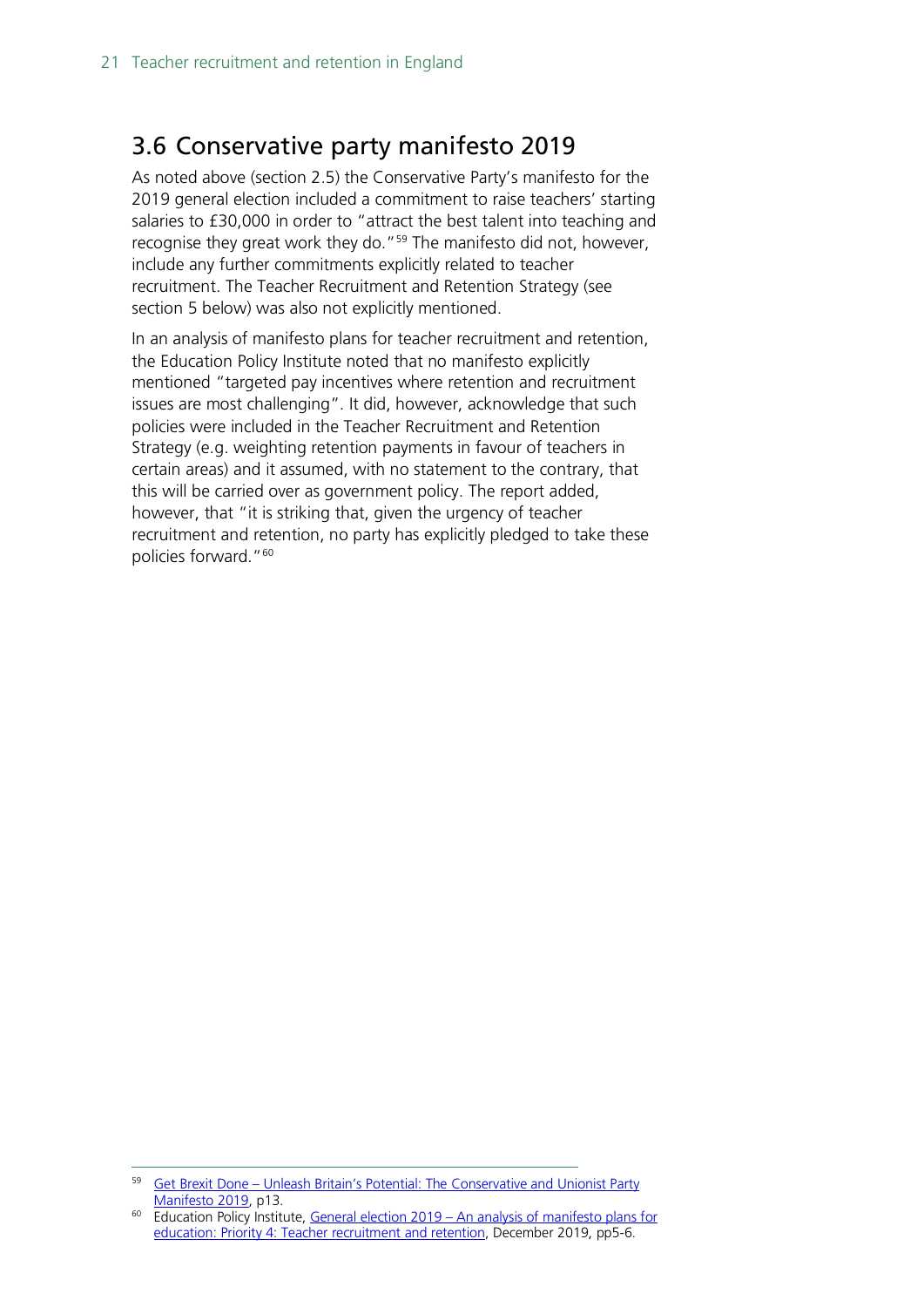## 3.6 Conservative party manifesto 2019

As noted above (section 2.5) the Conservative Party's manifesto for the 2019 general election included a commitment to raise teachers' starting salaries to £30,000 in order to "attract the best talent into teaching and recognise they great work they do."[59] The manifesto did not, however, include any further commitments explicitly related to teacher recruitment. The Teacher Recruitment and Retention Strategy (see section 5 below) was also not explicitly mentioned.

In an analysis of manifesto plans for teacher recruitment and retention, the Education Policy Institute noted that no manifesto explicitly mentioned "targeted pay incentives where retention and recruitment issues are most challenging". It did, however, acknowledge that such policies were included in the Teacher Recruitment and Retention Strategy (e.g. weighting retention payments in favour of teachers in certain areas) and it assumed, with no statement to the contrary, that this will be carried over as government policy. The report added, however, that "it is striking that, given the urgency of teacher recruitment and retention, no party has explicitly pledged to take these policies forward."[60]

---

[59] Get Brexit Done – Unleash Britain's Potential: The Conservative and Unionist Party Manifesto 2019, p13.

[60] Education Policy Institute, General election 2019 – An analysis of manifesto plans for education: Priority 4: Teacher recruitment and retention, December 2019, pp5-6.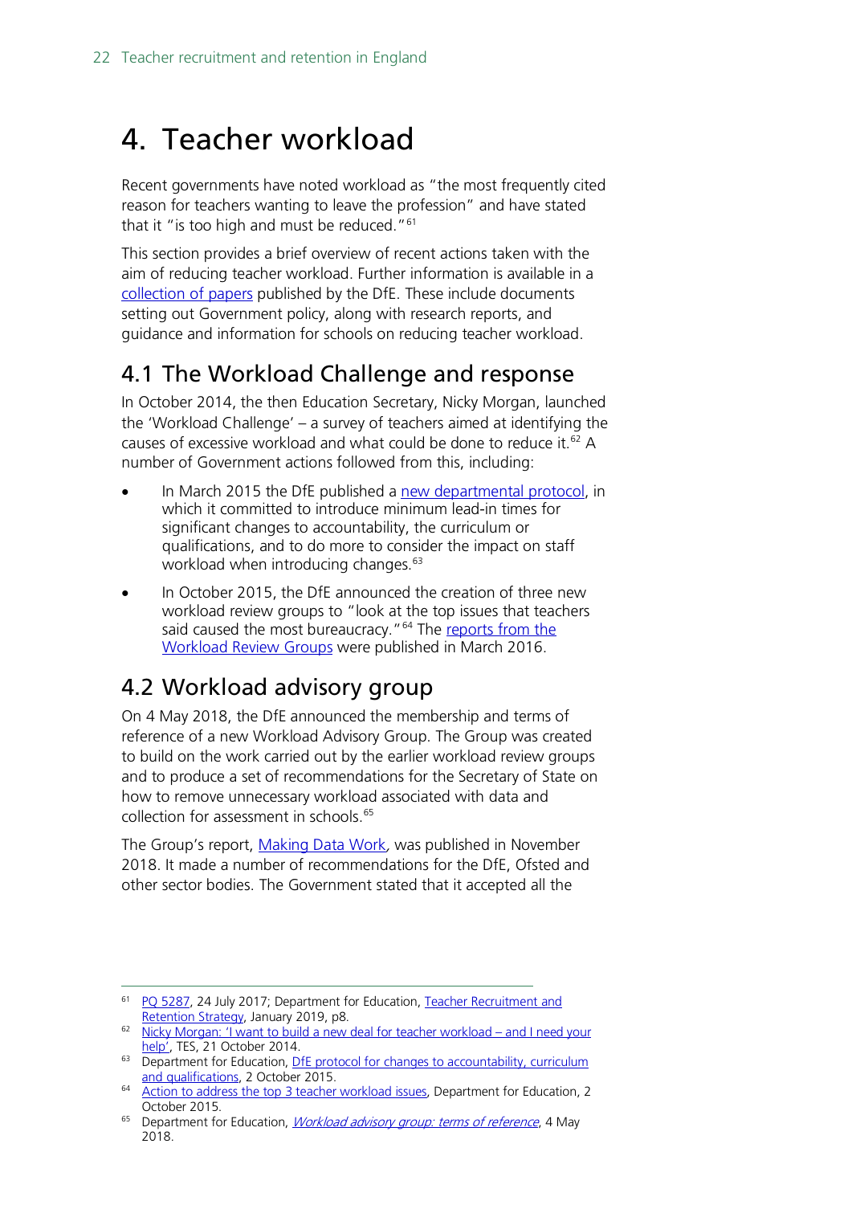# 4. Teacher workload

Recent governments have noted workload as "the most frequently cited reason for teachers wanting to leave the profession" and have stated that it "is too high and must be reduced."[61]

This section provides a brief overview of recent actions taken with the aim of reducing teacher workload. Further information is available in a collection of papers published by the DfE. These include documents setting out Government policy, along with research reports, and guidance and information for schools on reducing teacher workload.

## 4.1 The Workload Challenge and response

In October 2014, the then Education Secretary, Nicky Morgan, launched the 'Workload Challenge' – a survey of teachers aimed at identifying the causes of excessive workload and what could be done to reduce it.[62] A number of Government actions followed from this, including:

- In March 2015 the DfE published a new departmental protocol, in which it committed to introduce minimum lead-in times for significant changes to accountability, the curriculum or qualifications, and to do more to consider the impact on staff workload when introducing changes.[63]
- In October 2015, the DfE announced the creation of three new workload review groups to "look at the top issues that teachers said caused the most bureaucracy."[64] The reports from the Workload Review Groups were published in March 2016.

## 4.2 Workload advisory group

On 4 May 2018, the DfE announced the membership and terms of reference of a new Workload Advisory Group. The Group was created to build on the work carried out by the earlier workload review groups and to produce a set of recommendations for the Secretary of State on how to remove unnecessary workload associated with data and collection for assessment in schools.[65]

The Group's report, Making Data Work, was published in November 2018. It made a number of recommendations for the DfE, Ofsted and other sector bodies. The Government stated that it accepted all the

---

[61] PQ 5287, 24 July 2017; Department for Education, Teacher Recruitment and Retention Strategy, January 2019, p8.

[62] Nicky Morgan: 'I want to build a new deal for teacher workload – and I need your help', TES, 21 October 2014.

[63] Department for Education, DfE protocol for changes to accountability, curriculum and qualifications, 2 October 2015.

[64] Action to address the top 3 teacher workload issues, Department for Education, 2 October 2015.

[65] Department for Education, *Workload advisory group: terms of reference*, 4 May 2018.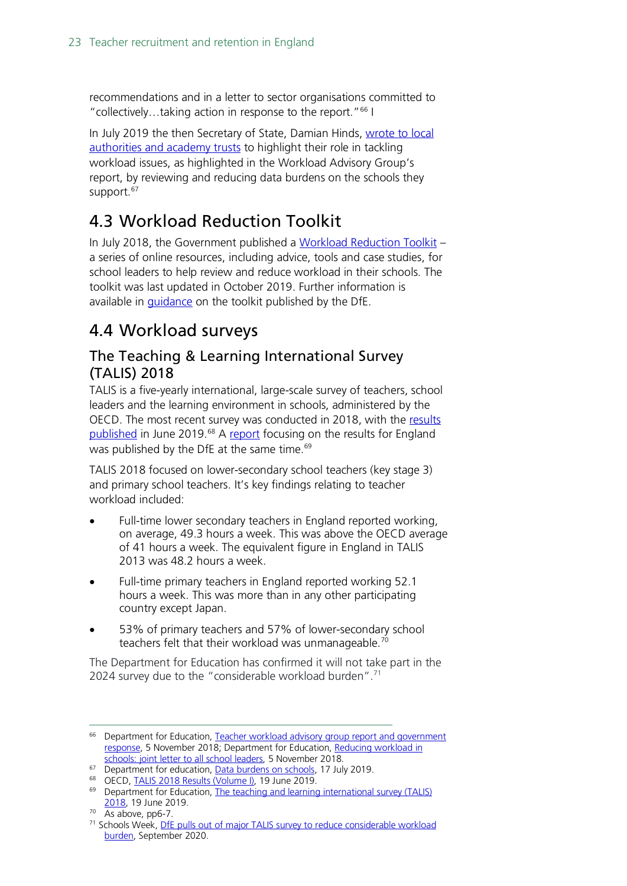recommendations and in a letter to sector organisations committed to "collectively…taking action in response to the report."[66] I

In July 2019 the then Secretary of State, Damian Hinds, wrote to local authorities and academy trusts to highlight their role in tackling workload issues, as highlighted in the Workload Advisory Group's report, by reviewing and reducing data burdens on the schools they support.[67]

## 4.3 Workload Reduction Toolkit

In July 2018, the Government published a Workload Reduction Toolkit – a series of online resources, including advice, tools and case studies, for school leaders to help review and reduce workload in their schools. The toolkit was last updated in October 2019. Further information is available in guidance on the toolkit published by the DfE.

## 4.4 Workload surveys

### The Teaching & Learning International Survey (TALIS) 2018

TALIS is a five-yearly international, large-scale survey of teachers, school leaders and the learning environment in schools, administered by the OECD. The most recent survey was conducted in 2018, with the results published in June 2019.[68] A report focusing on the results for England was published by the DfE at the same time.[69]

TALIS 2018 focused on lower-secondary school teachers (key stage 3) and primary school teachers. It's key findings relating to teacher workload included:

- Full-time lower secondary teachers in England reported working, on average, 49.3 hours a week. This was above the OECD average of 41 hours a week. The equivalent figure in England in TALIS 2013 was 48.2 hours a week.
- Full-time primary teachers in England reported working 52.1 hours a week. This was more than in any other participating country except Japan.
- 53% of primary teachers and 57% of lower-secondary school teachers felt that their workload was unmanageable.[70]

The Department for Education has confirmed it will not take part in the 2024 survey due to the "considerable workload burden".[71]

---

[66] Department for Education, Teacher workload advisory group report and government response, 5 November 2018; Department for Education, Reducing workload in schools: joint letter to all school leaders, 5 November 2018.

[67] Department for education, Data burdens on schools, 17 July 2019.

[68] OECD, TALIS 2018 Results (Volume I), 19 June 2019.

[69] Department for Education, The teaching and learning international survey (TALIS) 2018, 19 June 2019.

[70] As above, pp6-7.

[71] Schools Week, DfE pulls out of major TALIS survey to reduce considerable workload burden, September 2020.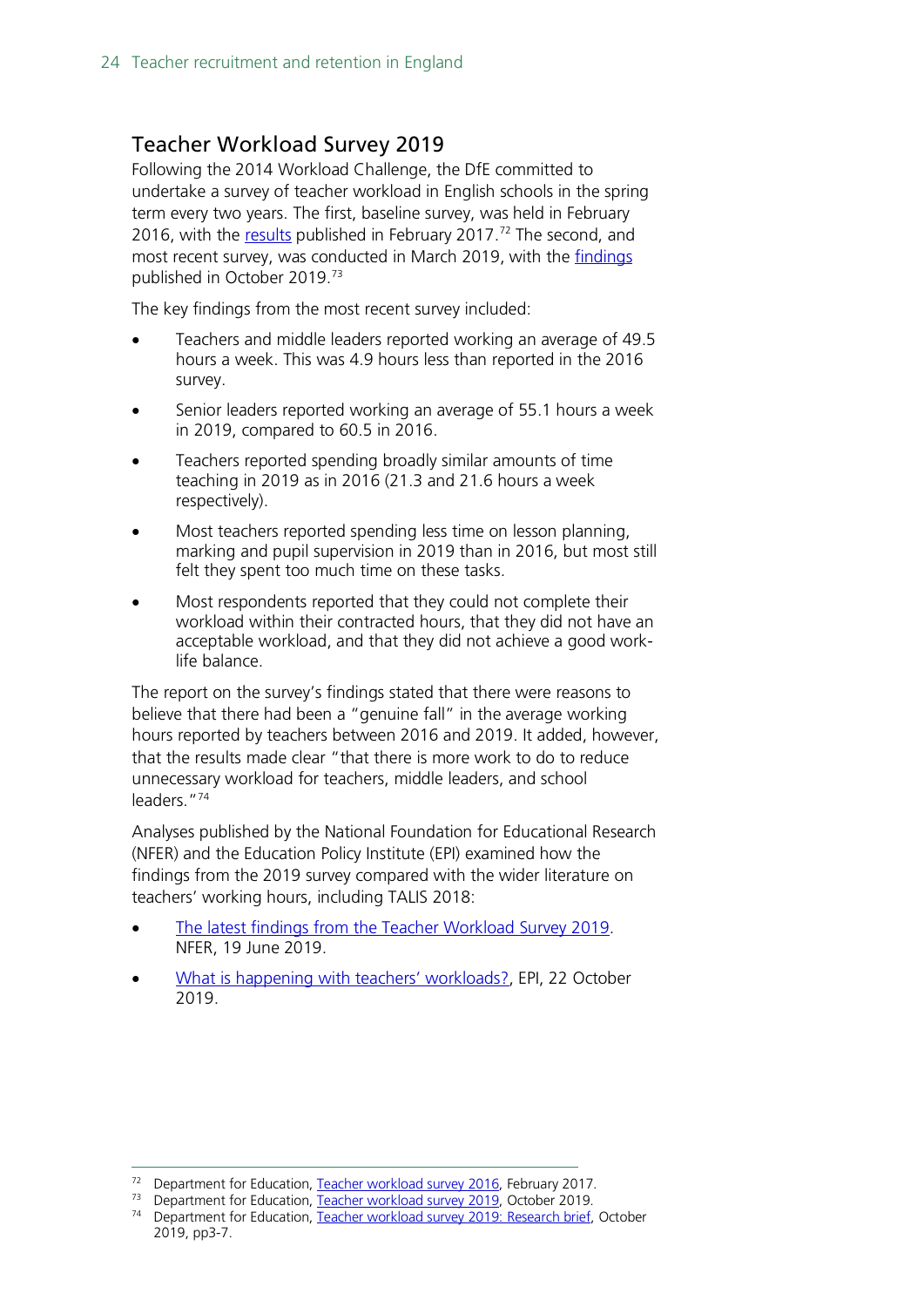## Teacher Workload Survey 2019

Following the 2014 Workload Challenge, the DfE committed to undertake a survey of teacher workload in English schools in the spring term every two years. The first, baseline survey, was held in February 2016, with the results published in February 2017.[72] The second, and most recent survey, was conducted in March 2019, with the findings published in October 2019.[73]

The key findings from the most recent survey included:

- Teachers and middle leaders reported working an average of 49.5 hours a week. This was 4.9 hours less than reported in the 2016 survey.
- Senior leaders reported working an average of 55.1 hours a week in 2019, compared to 60.5 in 2016.
- Teachers reported spending broadly similar amounts of time teaching in 2019 as in 2016 (21.3 and 21.6 hours a week respectively).
- Most teachers reported spending less time on lesson planning, marking and pupil supervision in 2019 than in 2016, but most still felt they spent too much time on these tasks.
- Most respondents reported that they could not complete their workload within their contracted hours, that they did not have an acceptable workload, and that they did not achieve a good work-life balance.

The report on the survey's findings stated that there were reasons to believe that there had been a "genuine fall" in the average working hours reported by teachers between 2016 and 2019. It added, however, that the results made clear "that there is more work to do to reduce unnecessary workload for teachers, middle leaders, and school leaders."[74]

Analyses published by the National Foundation for Educational Research (NFER) and the Education Policy Institute (EPI) examined how the findings from the 2019 survey compared with the wider literature on teachers' working hours, including TALIS 2018:

- The latest findings from the Teacher Workload Survey 2019. NFER, 19 June 2019.
- What is happening with teachers' workloads?, EPI, 22 October 2019.

---

[72] Department for Education, Teacher workload survey 2016, February 2017.
[73] Department for Education, Teacher workload survey 2019, October 2019.
[74] Department for Education, Teacher workload survey 2019: Research brief, October 2019, pp3-7.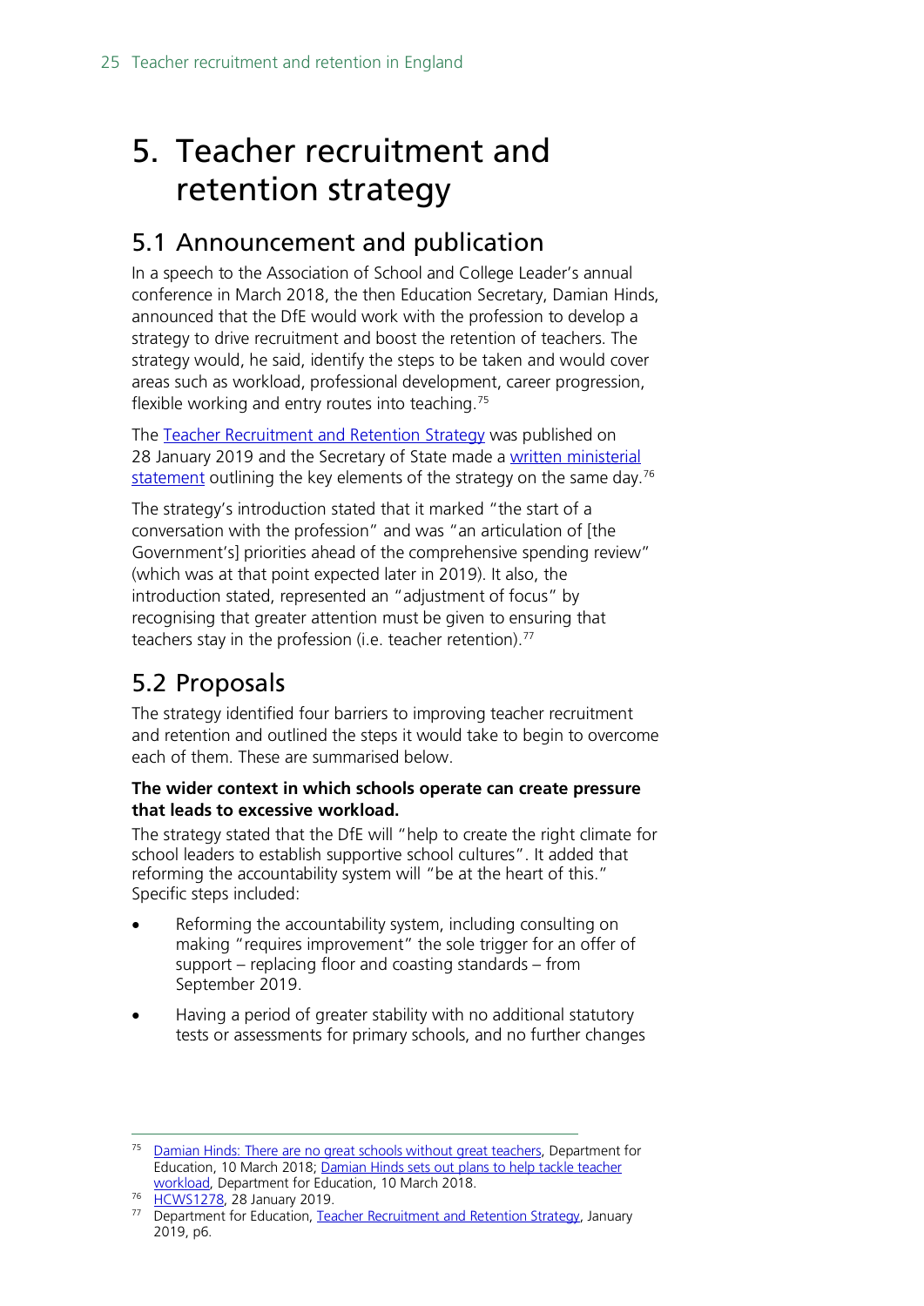# 5. Teacher recruitment and retention strategy

## 5.1 Announcement and publication

In a speech to the Association of School and College Leader's annual conference in March 2018, the then Education Secretary, Damian Hinds, announced that the DfE would work with the profession to develop a strategy to drive recruitment and boost the retention of teachers. The strategy would, he said, identify the steps to be taken and would cover areas such as workload, professional development, career progression, flexible working and entry routes into teaching.[75]

The Teacher Recruitment and Retention Strategy was published on 28 January 2019 and the Secretary of State made a written ministerial statement outlining the key elements of the strategy on the same day.[76]

The strategy's introduction stated that it marked "the start of a conversation with the profession" and was "an articulation of [the Government's] priorities ahead of the comprehensive spending review" (which was at that point expected later in 2019). It also, the introduction stated, represented an "adjustment of focus" by recognising that greater attention must be given to ensuring that teachers stay in the profession (i.e. teacher retention).[77]

## 5.2 Proposals

The strategy identified four barriers to improving teacher recruitment and retention and outlined the steps it would take to begin to overcome each of them. These are summarised below.

**The wider context in which schools operate can create pressure that leads to excessive workload.**

The strategy stated that the DfE will "help to create the right climate for school leaders to establish supportive school cultures". It added that reforming the accountability system will "be at the heart of this." Specific steps included:

- Reforming the accountability system, including consulting on making "requires improvement" the sole trigger for an offer of support – replacing floor and coasting standards – from September 2019.
- Having a period of greater stability with no additional statutory tests or assessments for primary schools, and no further changes

---

[75] Damian Hinds: There are no great schools without great teachers, Department for Education, 10 March 2018; Damian Hinds sets out plans to help tackle teacher workload, Department for Education, 10 March 2018.

[76] HCWS1278, 28 January 2019.

[77] Department for Education, Teacher Recruitment and Retention Strategy, January 2019, p6.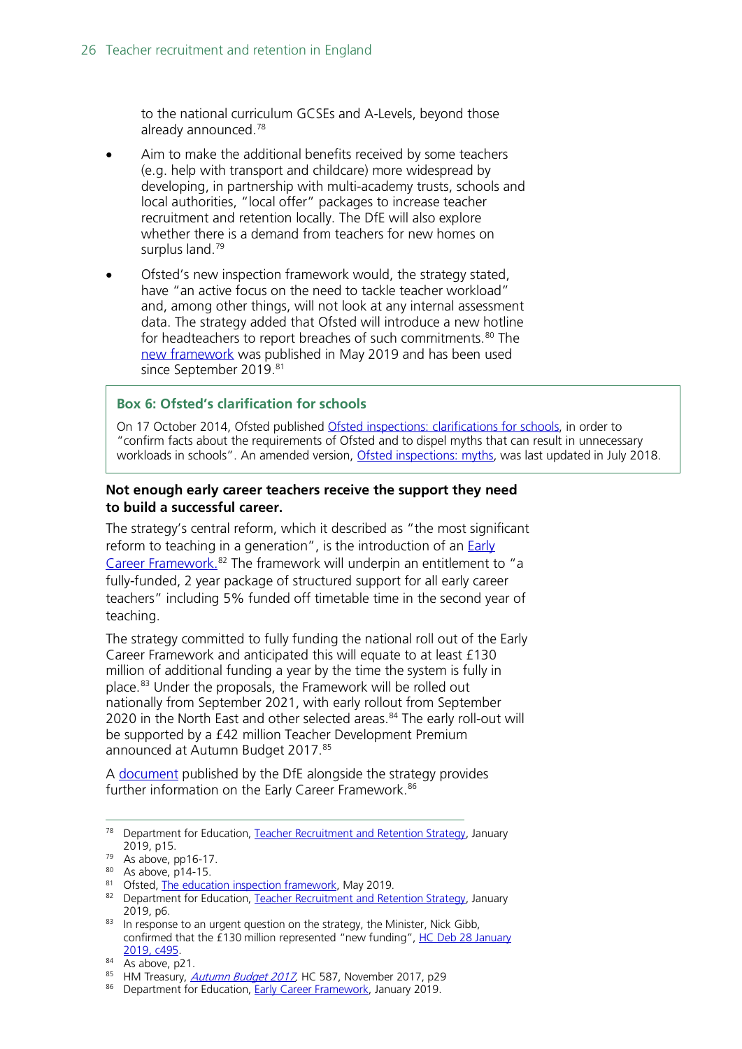to the national curriculum GCSEs and A-Levels, beyond those already announced.[78]

- Aim to make the additional benefits received by some teachers (e.g. help with transport and childcare) more widespread by developing, in partnership with multi-academy trusts, schools and local authorities, "local offer" packages to increase teacher recruitment and retention locally. The DfE will also explore whether there is a demand from teachers for new homes on surplus land.[79]
- Ofsted's new inspection framework would, the strategy stated, have "an active focus on the need to tackle teacher workload" and, among other things, will not look at any internal assessment data. The strategy added that Ofsted will introduce a new hotline for headteachers to report breaches of such commitments.[80] The new framework was published in May 2019 and has been used since September 2019.[81]

> **Box 6: Ofsted's clarification for schools**
>
> On 17 October 2014, Ofsted published Ofsted inspections: clarifications for schools, in order to "confirm facts about the requirements of Ofsted and to dispel myths that can result in unnecessary workloads in schools". An amended version, Ofsted inspections: myths, was last updated in July 2018.

**Not enough early career teachers receive the support they need to build a successful career.**

The strategy's central reform, which it described as "the most significant reform to teaching in a generation", is the introduction of an Early Career Framework.[82] The framework will underpin an entitlement to "a fully-funded, 2 year package of structured support for all early career teachers" including 5% funded off timetable time in the second year of teaching.

The strategy committed to fully funding the national roll out of the Early Career Framework and anticipated this will equate to at least £130 million of additional funding a year by the time the system is fully in place.[83] Under the proposals, the Framework will be rolled out nationally from September 2021, with early rollout from September 2020 in the North East and other selected areas.[84] The early roll-out will be supported by a £42 million Teacher Development Premium announced at Autumn Budget 2017.[85]

A document published by the DfE alongside the strategy provides further information on the Early Career Framework.[86]

---

[78] Department for Education, Teacher Recruitment and Retention Strategy, January 2019, p15.

[79] As above, pp16-17.

[80] As above, p14-15.

[81] Ofsted, The education inspection framework, May 2019.

[82] Department for Education, Teacher Recruitment and Retention Strategy, January 2019, p6.

[83] In response to an urgent question on the strategy, the Minister, Nick Gibb, confirmed that the £130 million represented "new funding", HC Deb 28 January 2019, c495.

[84] As above, p21.

[85] HM Treasury, *Autumn Budget 2017*, HC 587, November 2017, p29

[86] Department for Education, Early Career Framework, January 2019.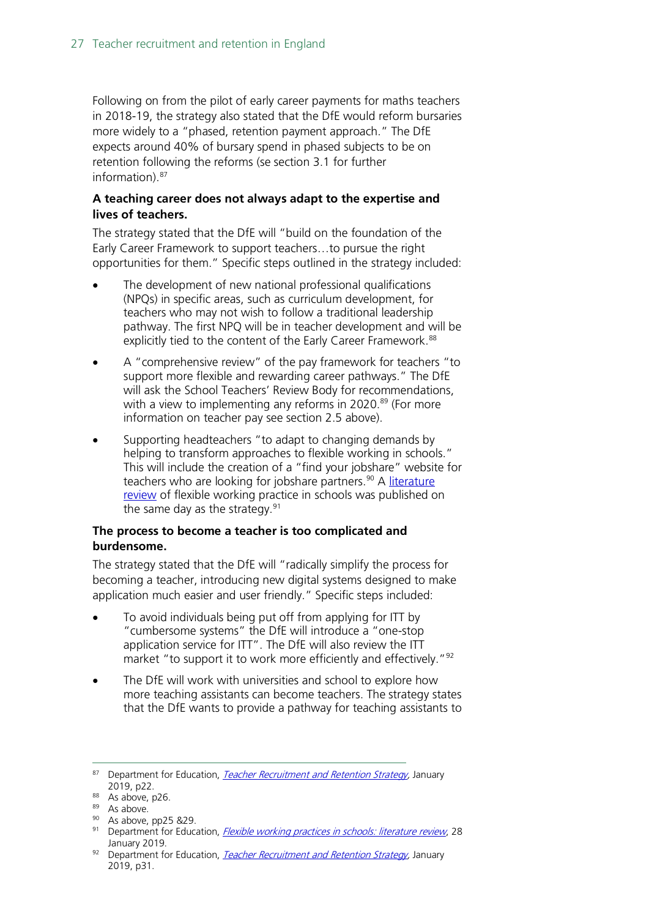Following on from the pilot of early career payments for maths teachers in 2018-19, the strategy also stated that the DfE would reform bursaries more widely to a "phased, retention payment approach." The DfE expects around 40% of bursary spend in phased subjects to be on retention following the reforms (se section 3.1 for further information).[87]

**A teaching career does not always adapt to the expertise and lives of teachers.**

The strategy stated that the DfE will "build on the foundation of the Early Career Framework to support teachers…to pursue the right opportunities for them." Specific steps outlined in the strategy included:

- The development of new national professional qualifications (NPQs) in specific areas, such as curriculum development, for teachers who may not wish to follow a traditional leadership pathway. The first NPQ will be in teacher development and will be explicitly tied to the content of the Early Career Framework.[88]
- A "comprehensive review" of the pay framework for teachers "to support more flexible and rewarding career pathways." The DfE will ask the School Teachers' Review Body for recommendations, with a view to implementing any reforms in 2020.[89] (For more information on teacher pay see section 2.5 above).
- Supporting headteachers "to adapt to changing demands by helping to transform approaches to flexible working in schools." This will include the creation of a "find your jobshare" website for teachers who are looking for jobshare partners.[90] A literature review of flexible working practice in schools was published on the same day as the strategy.[91]

**The process to become a teacher is too complicated and burdensome.**

The strategy stated that the DfE will "radically simplify the process for becoming a teacher, introducing new digital systems designed to make application much easier and user friendly." Specific steps included:

- To avoid individuals being put off from applying for ITT by "cumbersome systems" the DfE will introduce a "one-stop application service for ITT". The DfE will also review the ITT market "to support it to work more efficiently and effectively."[92]
- The DfE will work with universities and school to explore how more teaching assistants can become teachers. The strategy states that the DfE wants to provide a pathway for teaching assistants to

---

[87] Department for Education, *Teacher Recruitment and Retention Strategy*, January 2019, p22.

[88] As above, p26.

[89] As above.

[90] As above, pp25 &29.

[91] Department for Education, *Flexible working practices in schools: literature review*, 28 January 2019.

[92] Department for Education, *Teacher Recruitment and Retention Strategy*, January 2019, p31.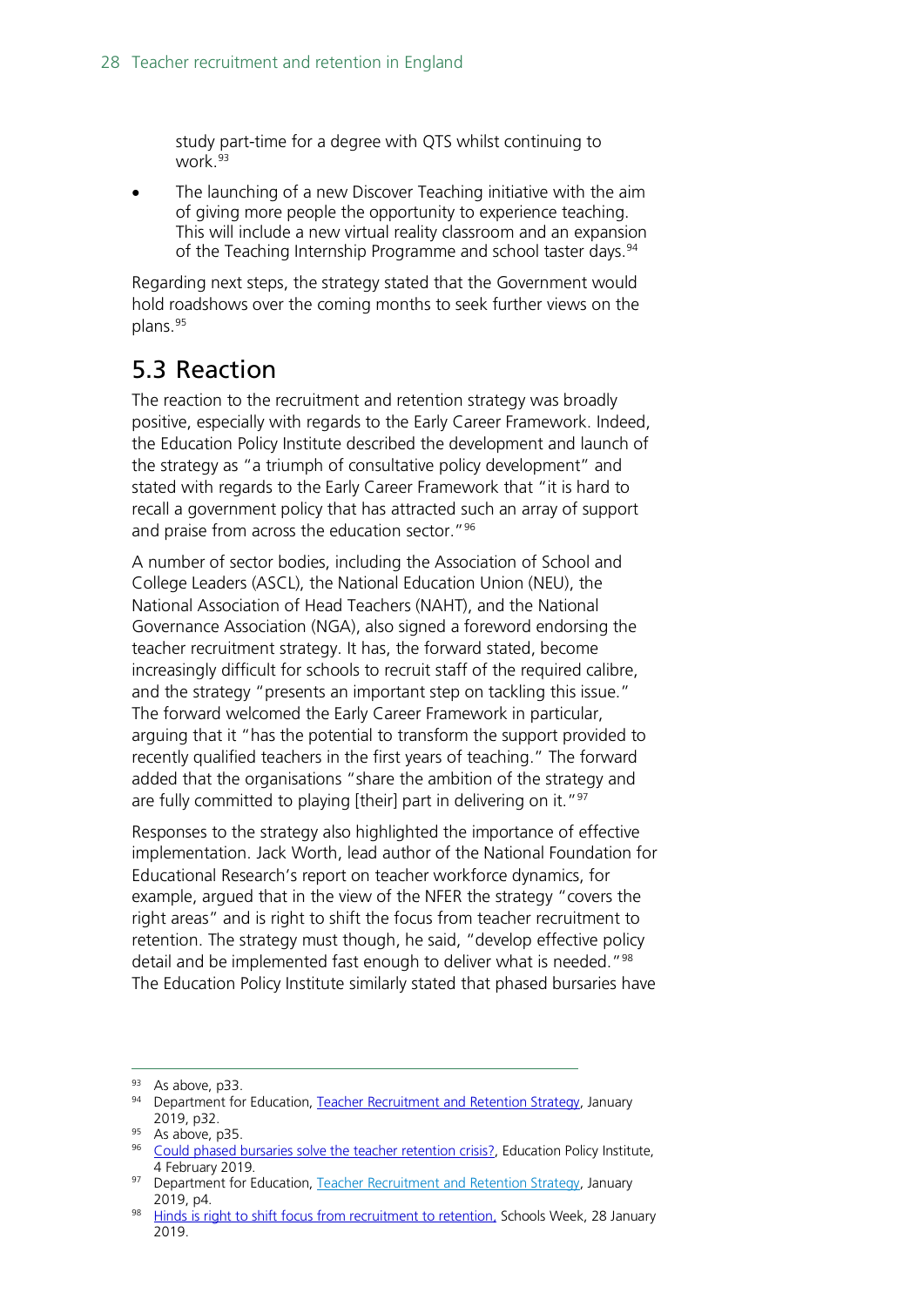study part-time for a degree with QTS whilst continuing to work.[93]

- The launching of a new Discover Teaching initiative with the aim of giving more people the opportunity to experience teaching. This will include a new virtual reality classroom and an expansion of the Teaching Internship Programme and school taster days.[94]

Regarding next steps, the strategy stated that the Government would hold roadshows over the coming months to seek further views on the plans.[95]

## 5.3 Reaction

The reaction to the recruitment and retention strategy was broadly positive, especially with regards to the Early Career Framework. Indeed, the Education Policy Institute described the development and launch of the strategy as "a triumph of consultative policy development" and stated with regards to the Early Career Framework that "it is hard to recall a government policy that has attracted such an array of support and praise from across the education sector."[96]

A number of sector bodies, including the Association of School and College Leaders (ASCL), the National Education Union (NEU), the National Association of Head Teachers (NAHT), and the National Governance Association (NGA), also signed a foreword endorsing the teacher recruitment strategy. It has, the forward stated, become increasingly difficult for schools to recruit staff of the required calibre, and the strategy "presents an important step on tackling this issue." The forward welcomed the Early Career Framework in particular, arguing that it "has the potential to transform the support provided to recently qualified teachers in the first years of teaching." The forward added that the organisations "share the ambition of the strategy and are fully committed to playing [their] part in delivering on it."[97]

Responses to the strategy also highlighted the importance of effective implementation. Jack Worth, lead author of the National Foundation for Educational Research's report on teacher workforce dynamics, for example, argued that in the view of the NFER the strategy "covers the right areas" and is right to shift the focus from teacher recruitment to retention. The strategy must though, he said, "develop effective policy detail and be implemented fast enough to deliver what is needed."[98] The Education Policy Institute similarly stated that phased bursaries have

---

[93] As above, p33.

[94] Department for Education, Teacher Recruitment and Retention Strategy, January 2019, p32.

[95] As above, p35.

[96] Could phased bursaries solve the teacher retention crisis?, Education Policy Institute, 4 February 2019.

[97] Department for Education, Teacher Recruitment and Retention Strategy, January 2019, p4.

[98] Hinds is right to shift focus from recruitment to retention, Schools Week, 28 January 2019.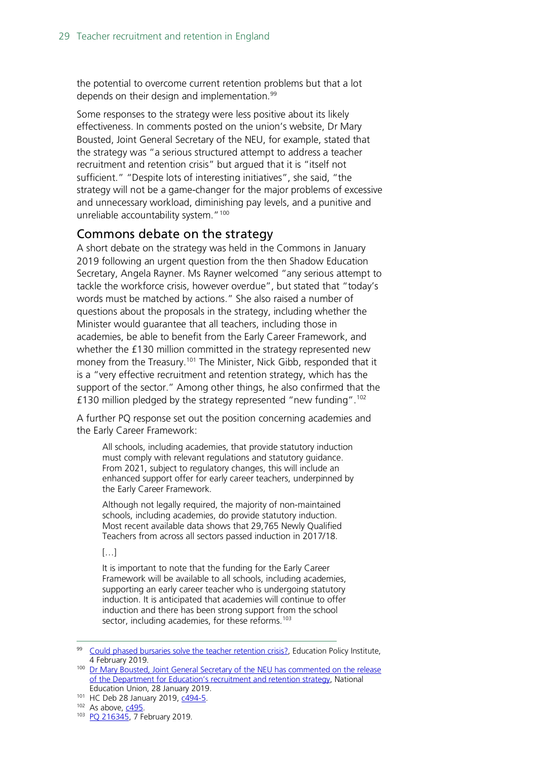the potential to overcome current retention problems but that a lot depends on their design and implementation.[99]

Some responses to the strategy were less positive about its likely effectiveness. In comments posted on the union's website, Dr Mary Bousted, Joint General Secretary of the NEU, for example, stated that the strategy was "a serious structured attempt to address a teacher recruitment and retention crisis" but argued that it is "itself not sufficient." "Despite lots of interesting initiatives", she said, "the strategy will not be a game-changer for the major problems of excessive and unnecessary workload, diminishing pay levels, and a punitive and unreliable accountability system."[100]

## Commons debate on the strategy

A short debate on the strategy was held in the Commons in January 2019 following an urgent question from the then Shadow Education Secretary, Angela Rayner. Ms Rayner welcomed "any serious attempt to tackle the workforce crisis, however overdue", but stated that "today's words must be matched by actions." She also raised a number of questions about the proposals in the strategy, including whether the Minister would guarantee that all teachers, including those in academies, be able to benefit from the Early Career Framework, and whether the £130 million committed in the strategy represented new money from the Treasury.[101] The Minister, Nick Gibb, responded that it is a "very effective recruitment and retention strategy, which has the support of the sector." Among other things, he also confirmed that the £130 million pledged by the strategy represented "new funding".[102]

A further PQ response set out the position concerning academies and the Early Career Framework:

> All schools, including academies, that provide statutory induction must comply with relevant regulations and statutory guidance. From 2021, subject to regulatory changes, this will include an enhanced support offer for early career teachers, underpinned by the Early Career Framework.
>
> Although not legally required, the majority of non-maintained schools, including academies, do provide statutory induction. Most recent available data shows that 29,765 Newly Qualified Teachers from across all sectors passed induction in 2017/18.
>
> […]
>
> It is important to note that the funding for the Early Career Framework will be available to all schools, including academies, supporting an early career teacher who is undergoing statutory induction. It is anticipated that academies will continue to offer induction and there has been strong support from the school sector, including academies, for these reforms.[103]

---

[99] Could phased bursaries solve the teacher retention crisis?, Education Policy Institute, 4 February 2019.

[100] Dr Mary Bousted, Joint General Secretary of the NEU has commented on the release of the Department for Education's recruitment and retention strategy, National Education Union, 28 January 2019.

[101] HC Deb 28 January 2019, c494-5.

[102] As above, c495.

[103] PQ 216345, 7 February 2019.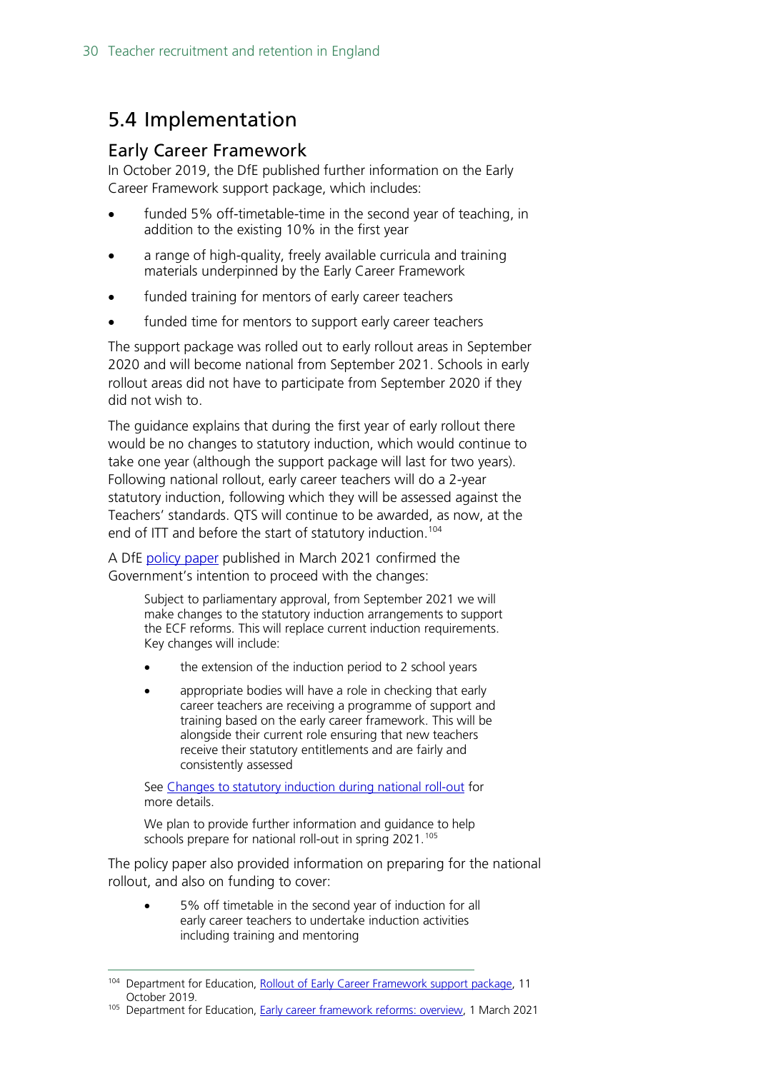## 5.4 Implementation

### Early Career Framework

In October 2019, the DfE published further information on the Early Career Framework support package, which includes:

- funded 5% off-timetable-time in the second year of teaching, in addition to the existing 10% in the first year
- a range of high-quality, freely available curricula and training materials underpinned by the Early Career Framework
- funded training for mentors of early career teachers
- funded time for mentors to support early career teachers

The support package was rolled out to early rollout areas in September 2020 and will become national from September 2021. Schools in early rollout areas did not have to participate from September 2020 if they did not wish to.

The guidance explains that during the first year of early rollout there would be no changes to statutory induction, which would continue to take one year (although the support package will last for two years). Following national rollout, early career teachers will do a 2-year statutory induction, following which they will be assessed against the Teachers' standards. QTS will continue to be awarded, as now, at the end of ITT and before the start of statutory induction.[104]

A DfE policy paper published in March 2021 confirmed the Government's intention to proceed with the changes:

> Subject to parliamentary approval, from September 2021 we will make changes to the statutory induction arrangements to support the ECF reforms. This will replace current induction requirements. Key changes will include:
>
> - the extension of the induction period to 2 school years
> - appropriate bodies will have a role in checking that early career teachers are receiving a programme of support and training based on the early career framework. This will be alongside their current role ensuring that new teachers receive their statutory entitlements and are fairly and consistently assessed
>
> See Changes to statutory induction during national roll-out for more details.
>
> We plan to provide further information and guidance to help schools prepare for national roll-out in spring 2021.[105]

The policy paper also provided information on preparing for the national rollout, and also on funding to cover:

- 5% off timetable in the second year of induction for all early career teachers to undertake induction activities including training and mentoring

---

[104] Department for Education, Rollout of Early Career Framework support package, 11 October 2019.

[105] Department for Education, Early career framework reforms: overview, 1 March 2021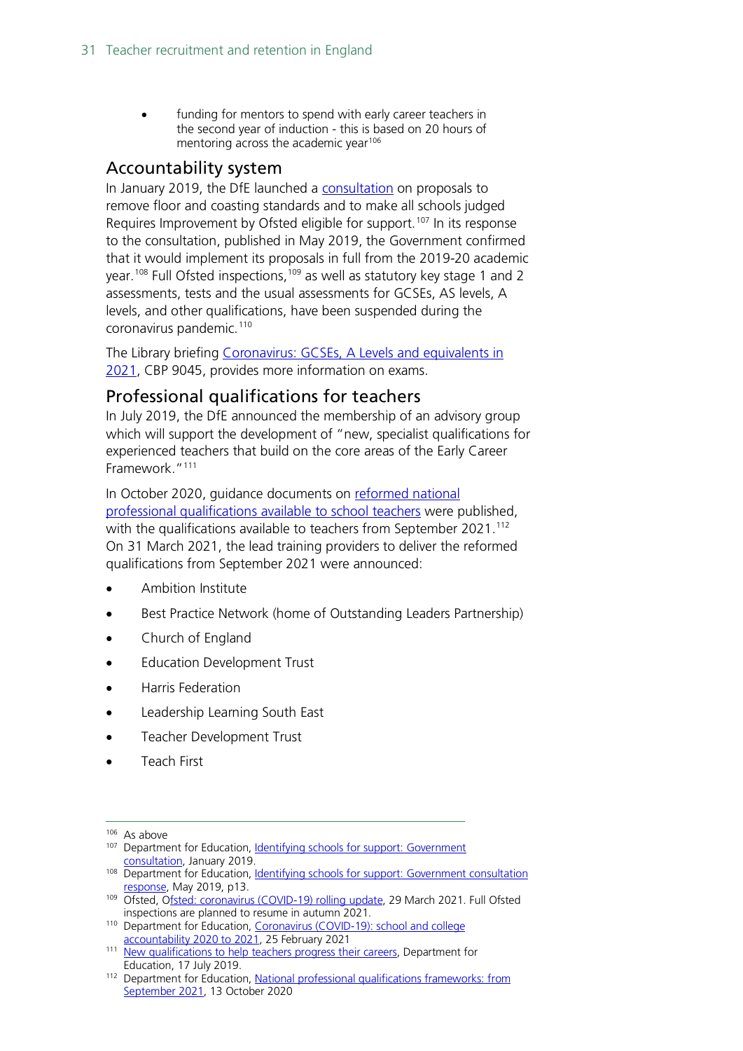- funding for mentors to spend with early career teachers in the second year of induction - this is based on 20 hours of mentoring across the academic year[106]

## Accountability system

In January 2019, the DfE launched a consultation on proposals to remove floor and coasting standards and to make all schools judged Requires Improvement by Ofsted eligible for support.[107] In its response to the consultation, published in May 2019, the Government confirmed that it would implement its proposals in full from the 2019-20 academic year.[108] Full Ofsted inspections,[109] as well as statutory key stage 1 and 2 assessments, tests and the usual assessments for GCSEs, AS levels, A levels, and other qualifications, have been suspended during the coronavirus pandemic.[110]

The Library briefing Coronavirus: GCSEs, A Levels and equivalents in 2021, CBP 9045, provides more information on exams.

## Professional qualifications for teachers

In July 2019, the DfE announced the membership of an advisory group which will support the development of "new, specialist qualifications for experienced teachers that build on the core areas of the Early Career Framework."[111]

In October 2020, guidance documents on reformed national professional qualifications available to school teachers were published, with the qualifications available to teachers from September 2021.[112] On 31 March 2021, the lead training providers to deliver the reformed qualifications from September 2021 were announced:

- Ambition Institute
- Best Practice Network (home of Outstanding Leaders Partnership)
- Church of England
- Education Development Trust
- Harris Federation
- Leadership Learning South East
- Teacher Development Trust
- Teach First

---

[106] As above

[107] Department for Education, Identifying schools for support: Government consultation, January 2019.

[108] Department for Education, Identifying schools for support: Government consultation response, May 2019, p13.

[109] Ofsted, Ofsted: coronavirus (COVID-19) rolling update, 29 March 2021. Full Ofsted inspections are planned to resume in autumn 2021.

[110] Department for Education, Coronavirus (COVID-19): school and college accountability 2020 to 2021, 25 February 2021

[111] New qualifications to help teachers progress their careers, Department for Education, 17 July 2019.

[112] Department for Education, National professional qualifications frameworks: from September 2021, 13 October 2020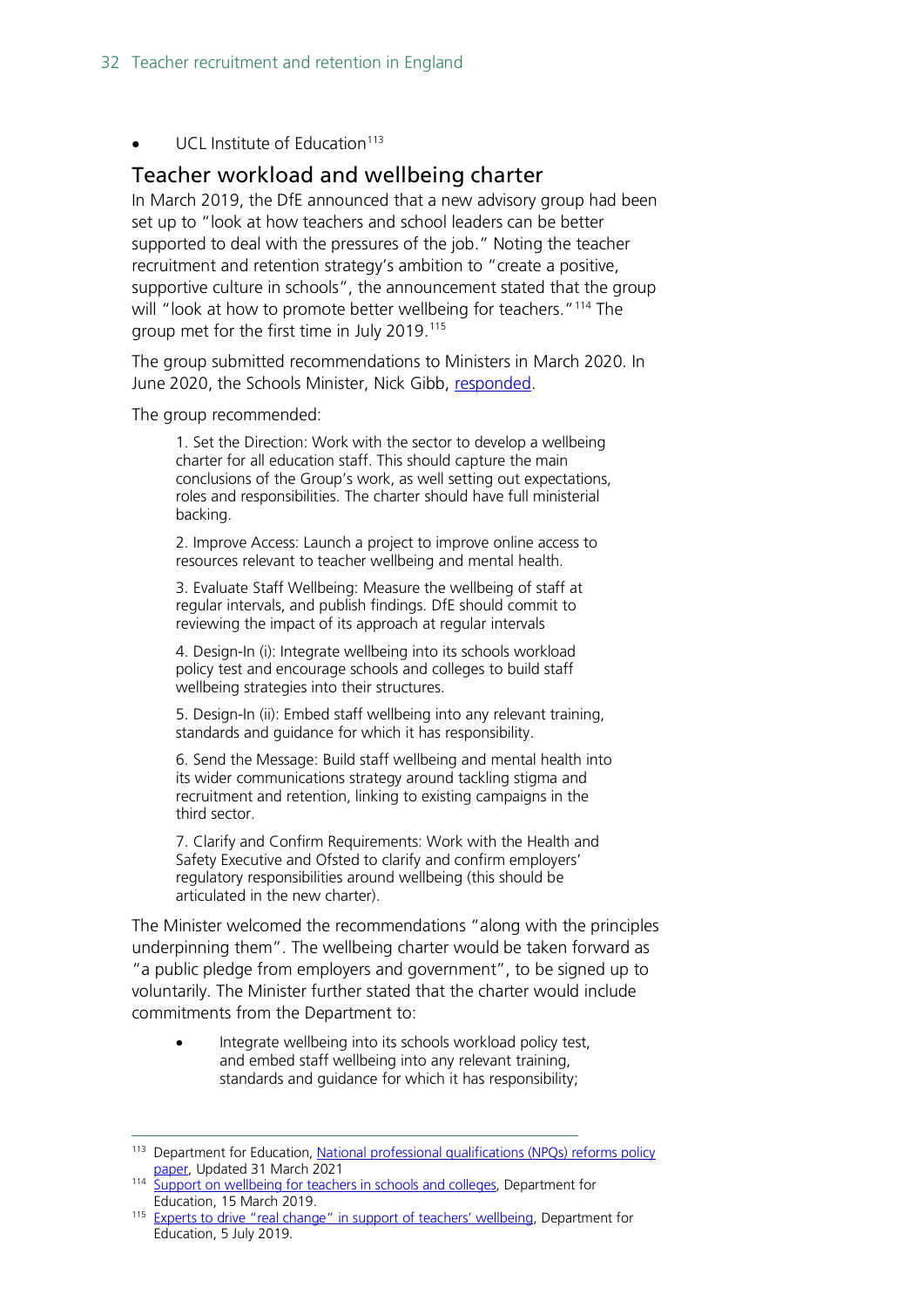- UCL Institute of Education[113]

## Teacher workload and wellbeing charter

In March 2019, the DfE announced that a new advisory group had been set up to "look at how teachers and school leaders can be better supported to deal with the pressures of the job." Noting the teacher recruitment and retention strategy's ambition to "create a positive, supportive culture in schools", the announcement stated that the group will "look at how to promote better wellbeing for teachers."[114] The group met for the first time in July 2019.[115]

The group submitted recommendations to Ministers in March 2020. In June 2020, the Schools Minister, Nick Gibb, [responded](responded).

The group recommended:

> 1. Set the Direction: Work with the sector to develop a wellbeing charter for all education staff. This should capture the main conclusions of the Group's work, as well setting out expectations, roles and responsibilities. The charter should have full ministerial backing.
>
> 2. Improve Access: Launch a project to improve online access to resources relevant to teacher wellbeing and mental health.
>
> 3. Evaluate Staff Wellbeing: Measure the wellbeing of staff at regular intervals, and publish findings. DfE should commit to reviewing the impact of its approach at regular intervals
>
> 4. Design-In (i): Integrate wellbeing into its schools workload policy test and encourage schools and colleges to build staff wellbeing strategies into their structures.
>
> 5. Design-In (ii): Embed staff wellbeing into any relevant training, standards and guidance for which it has responsibility.
>
> 6. Send the Message: Build staff wellbeing and mental health into its wider communications strategy around tackling stigma and recruitment and retention, linking to existing campaigns in the third sector.
>
> 7. Clarify and Confirm Requirements: Work with the Health and Safety Executive and Ofsted to clarify and confirm employers' regulatory responsibilities around wellbeing (this should be articulated in the new charter).

The Minister welcomed the recommendations "along with the principles underpinning them". The wellbeing charter would be taken forward as "a public pledge from employers and government", to be signed up to voluntarily. The Minister further stated that the charter would include commitments from the Department to:

- Integrate wellbeing into its schools workload policy test, and embed staff wellbeing into any relevant training, standards and guidance for which it has responsibility;

---

[113] Department for Education, National professional qualifications (NPQs) reforms policy paper, Updated 31 March 2021

[114] Support on wellbeing for teachers in schools and colleges, Department for Education, 15 March 2019.

[115] Experts to drive "real change" in support of teachers' wellbeing, Department for Education, 5 July 2019.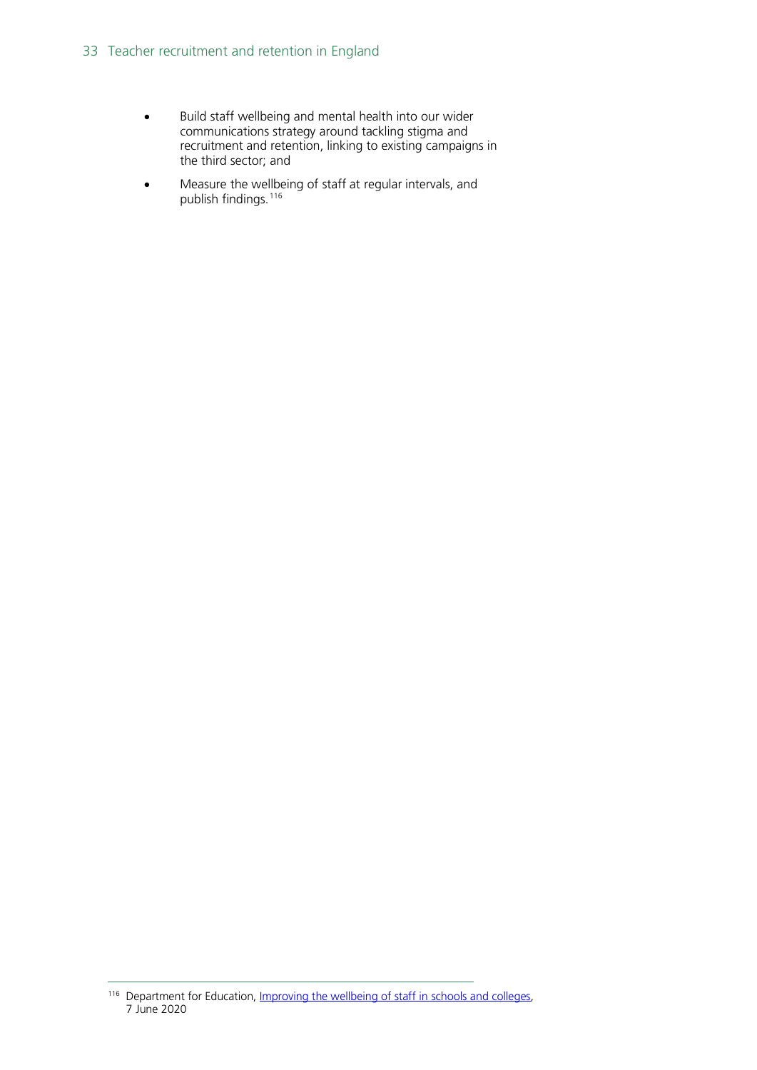- Build staff wellbeing and mental health into our wider communications strategy around tackling stigma and recruitment and retention, linking to existing campaigns in the third sector; and
- Measure the wellbeing of staff at regular intervals, and publish findings.[116]

---

[116] Department for Education, [Improving the wellbeing of staff in schools and colleges](), 7 June 2020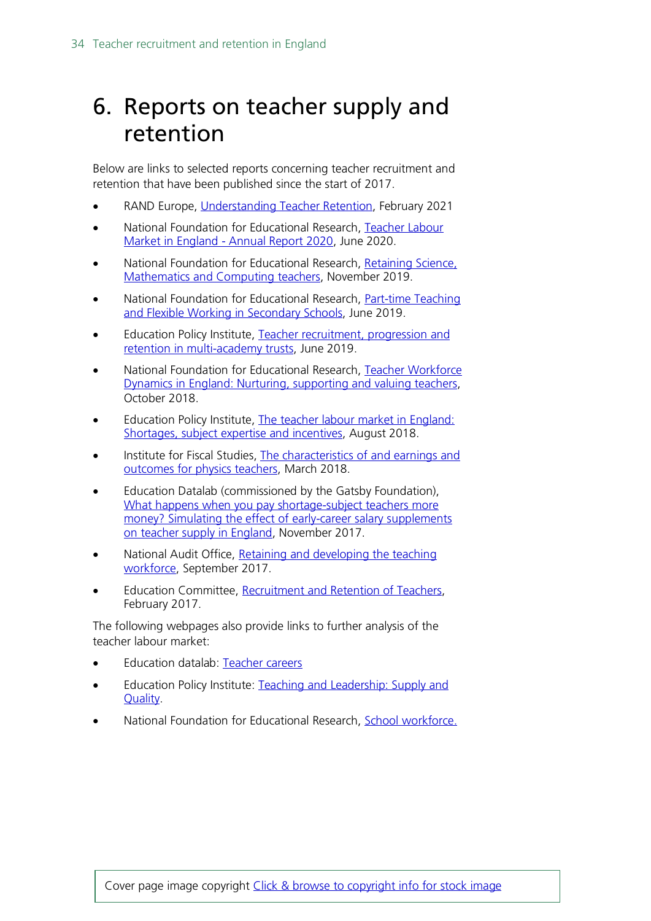# 6. Reports on teacher supply and retention

Below are links to selected reports concerning teacher recruitment and retention that have been published since the start of 2017.

- RAND Europe, Understanding Teacher Retention, February 2021
- National Foundation for Educational Research, Teacher Labour Market in England - Annual Report 2020, June 2020.
- National Foundation for Educational Research, Retaining Science, Mathematics and Computing teachers, November 2019.
- National Foundation for Educational Research, Part-time Teaching and Flexible Working in Secondary Schools, June 2019.
- Education Policy Institute, Teacher recruitment, progression and retention in multi-academy trusts, June 2019.
- National Foundation for Educational Research, Teacher Workforce Dynamics in England: Nurturing, supporting and valuing teachers, October 2018.
- Education Policy Institute, The teacher labour market in England: Shortages, subject expertise and incentives, August 2018.
- Institute for Fiscal Studies, The characteristics of and earnings and outcomes for physics teachers, March 2018.
- Education Datalab (commissioned by the Gatsby Foundation), What happens when you pay shortage-subject teachers more money? Simulating the effect of early-career salary supplements on teacher supply in England, November 2017.
- National Audit Office, Retaining and developing the teaching workforce, September 2017.
- Education Committee, Recruitment and Retention of Teachers, February 2017.

The following webpages also provide links to further analysis of the teacher labour market:

- Education datalab: Teacher careers
- Education Policy Institute: Teaching and Leadership: Supply and Quality.
- National Foundation for Educational Research, School workforce.

Cover page image copyright Click & browse to copyright info for stock image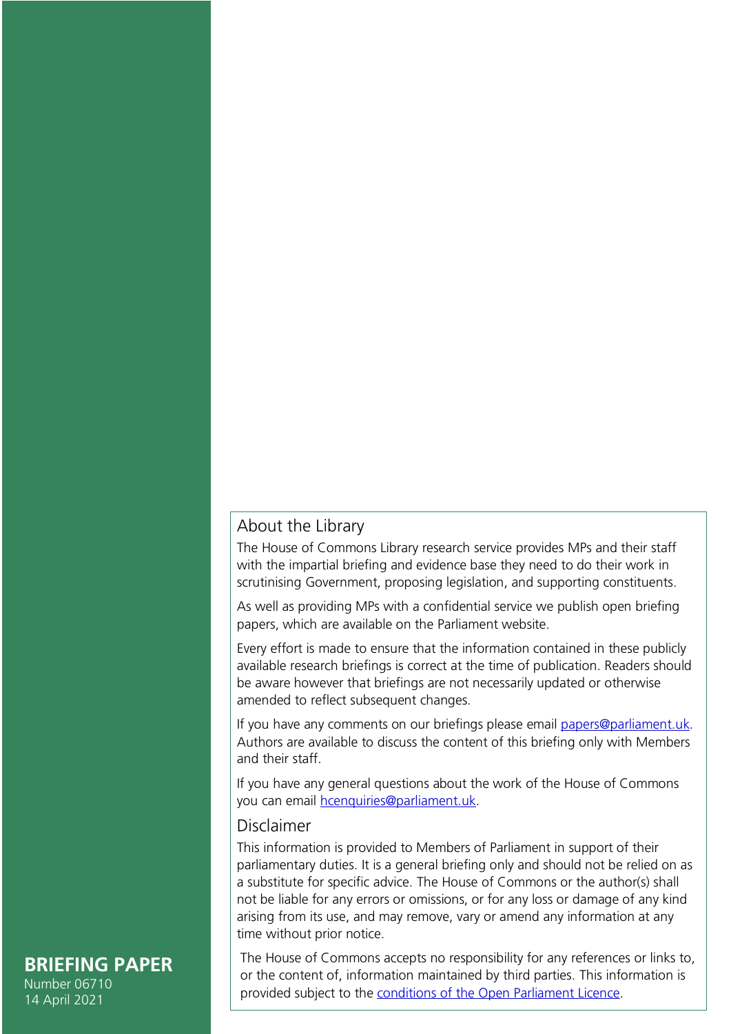## About the Library

The House of Commons Library research service provides MPs and their staff with the impartial briefing and evidence base they need to do their work in scrutinising Government, proposing legislation, and supporting constituents.

As well as providing MPs with a confidential service we publish open briefing papers, which are available on the Parliament website.

Every effort is made to ensure that the information contained in these publicly available research briefings is correct at the time of publication. Readers should be aware however that briefings are not necessarily updated or otherwise amended to reflect subsequent changes.

If you have any comments on our briefings please email papers@parliament.uk. Authors are available to discuss the content of this briefing only with Members and their staff.

If you have any general questions about the work of the House of Commons you can email hcenquiries@parliament.uk.

## Disclaimer

This information is provided to Members of Parliament in support of their parliamentary duties. It is a general briefing only and should not be relied on as a substitute for specific advice. The House of Commons or the author(s) shall not be liable for any errors or omissions, or for any loss or damage of any kind arising from its use, and may remove, vary or amend any information at any time without prior notice.

The House of Commons accepts no responsibility for any references or links to, or the content of, information maintained by third parties. This information is provided subject to the conditions of the Open Parliament Licence.

**BRIEFING PAPER**

Number 06710

14 April 2021